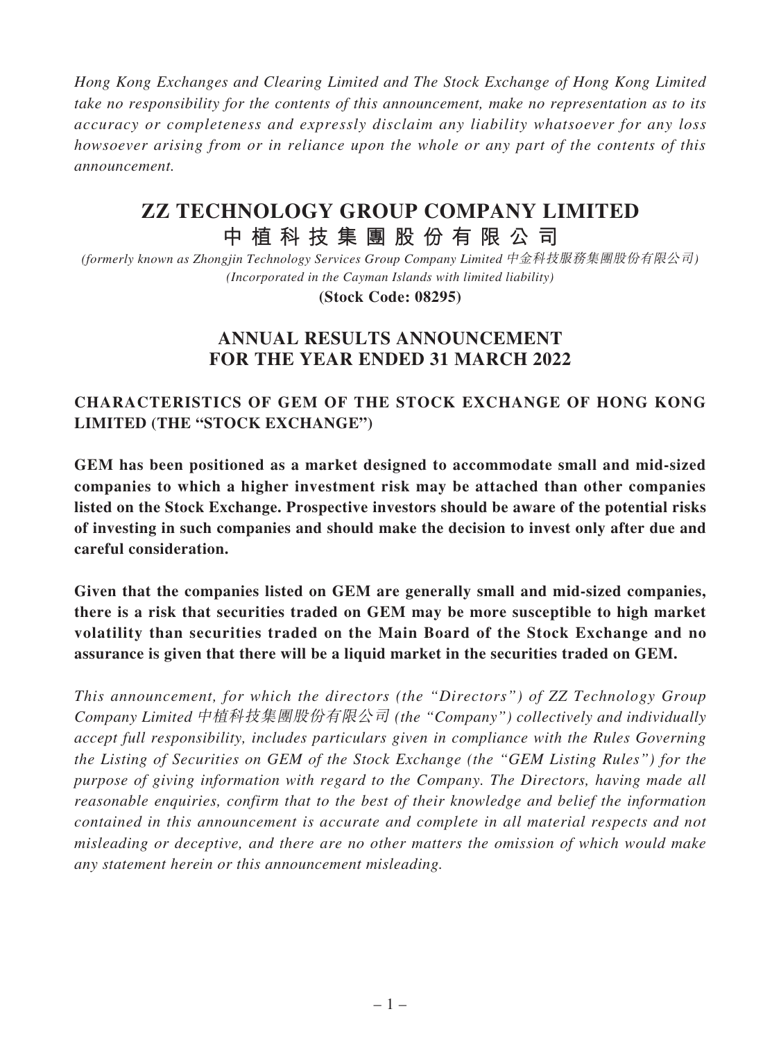*Hong Kong Exchanges and Clearing Limited and The Stock Exchange of Hong Kong Limited take no responsibility for the contents of this announcement, make no representation as to its accuracy or completeness and expressly disclaim any liability whatsoever for any loss howsoever arising from or in reliance upon the whole or any part of the contents of this announcement.*

# ZZ TECHNOLOGY GROUP COMPANY LIMITED
# 中植科技集團股份有限公司

*(formerly known as Zhongjin Technology Services Group Company Limited 中金科技服務集團股份有限公司)*
*(Incorporated in the Cayman Islands with limited liability)*

**(Stock Code: 08295)**

## ANNUAL RESULTS ANNOUNCEMENT FOR THE YEAR ENDED 31 MARCH 2022

### CHARACTERISTICS OF GEM OF THE STOCK EXCHANGE OF HONG KONG LIMITED (THE "STOCK EXCHANGE")

**GEM has been positioned as a market designed to accommodate small and mid-sized companies to which a higher investment risk may be attached than other companies listed on the Stock Exchange. Prospective investors should be aware of the potential risks of investing in such companies and should make the decision to invest only after due and careful consideration.**

**Given that the companies listed on GEM are generally small and mid-sized companies, there is a risk that securities traded on GEM may be more susceptible to high market volatility than securities traded on the Main Board of the Stock Exchange and no assurance is given that there will be a liquid market in the securities traded on GEM.**

*This announcement, for which the directors (the "Directors") of ZZ Technology Group Company Limited 中植科技集團股份有限公司 (the "Company") collectively and individually accept full responsibility, includes particulars given in compliance with the Rules Governing the Listing of Securities on GEM of the Stock Exchange (the "GEM Listing Rules") for the purpose of giving information with regard to the Company. The Directors, having made all reasonable enquiries, confirm that to the best of their knowledge and belief the information contained in this announcement is accurate and complete in all material respects and not misleading or deceptive, and there are no other matters the omission of which would make any statement herein or this announcement misleading.*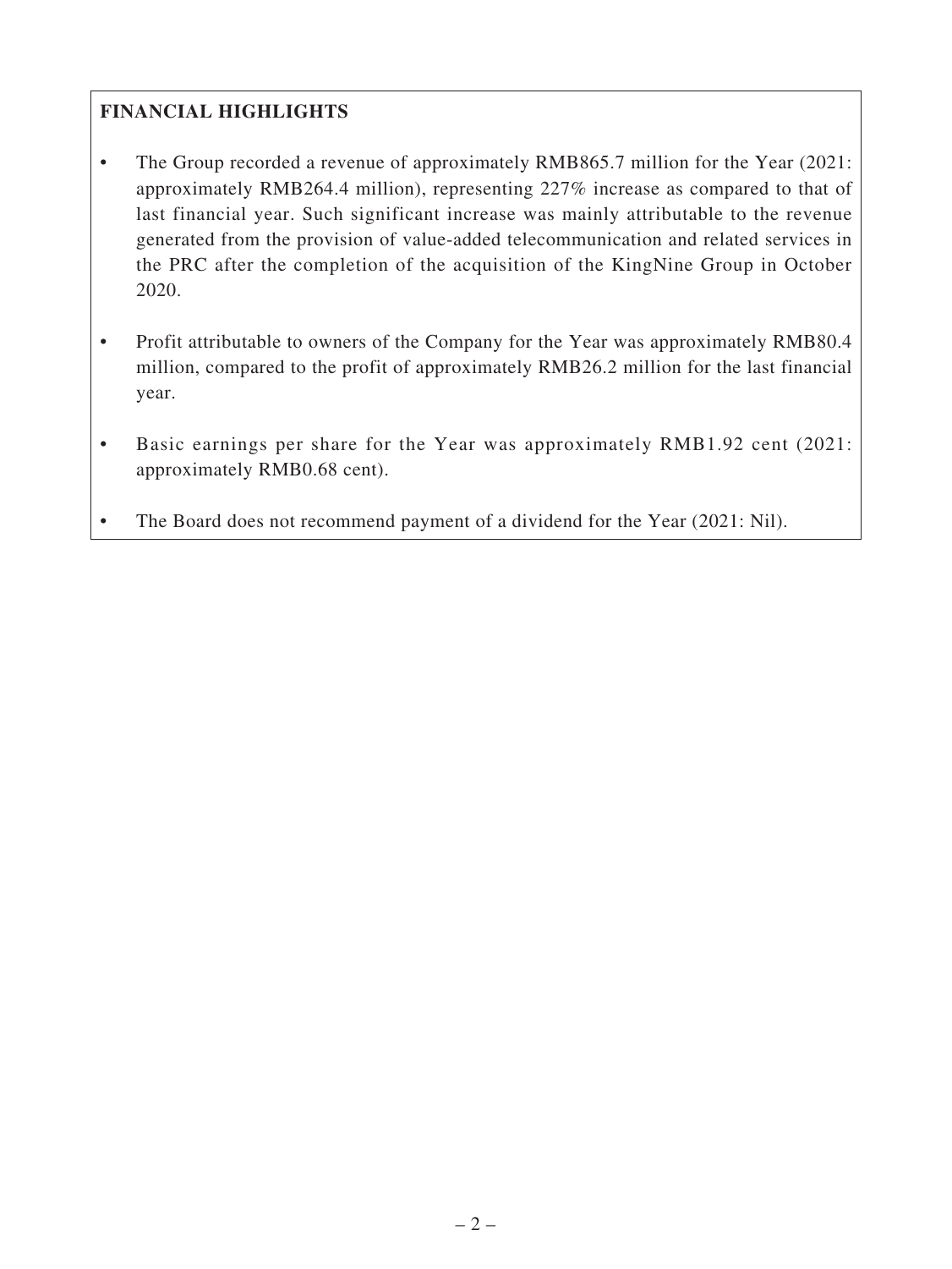## FINANCIAL HIGHLIGHTS

- The Group recorded a revenue of approximately RMB865.7 million for the Year (2021: approximately RMB264.4 million), representing 227% increase as compared to that of last financial year. Such significant increase was mainly attributable to the revenue generated from the provision of value-added telecommunication and related services in the PRC after the completion of the acquisition of the KingNine Group in October 2020.
- Profit attributable to owners of the Company for the Year was approximately RMB80.4 million, compared to the profit of approximately RMB26.2 million for the last financial year.
- Basic earnings per share for the Year was approximately RMB1.92 cent (2021: approximately RMB0.68 cent).
- The Board does not recommend payment of a dividend for the Year (2021: Nil).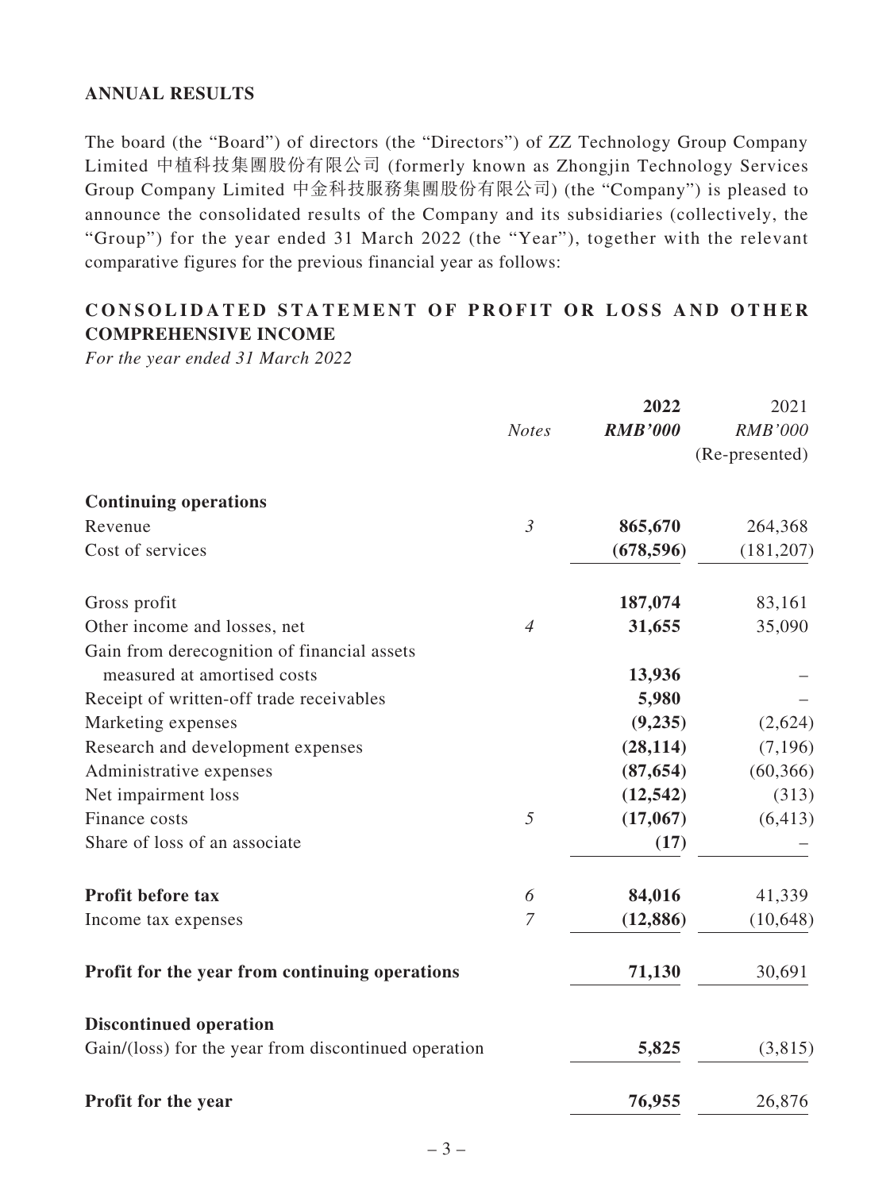## ANNUAL RESULTS

The board (the "Board") of directors (the "Directors") of ZZ Technology Group Company Limited 中植科技集團股份有限公司 (formerly known as Zhongjin Technology Services Group Company Limited 中金科技服務集團股份有限公司) (the "Company") is pleased to announce the consolidated results of the Company and its subsidiaries (collectively, the "Group") for the year ended 31 March 2022 (the "Year"), together with the relevant comparative figures for the previous financial year as follows:

## CONSOLIDATED STATEMENT OF PROFIT OR LOSS AND OTHER COMPREHENSIVE INCOME

*For the year ended 31 March 2022*

| | *Notes* | **2022** *RMB'000* | 2021 *RMB'000* (Re-presented) |
|---|---|---|---|
| **Continuing operations** | | | |
| Revenue | *3* | **865,670** | 264,368 |
| Cost of services | | **(678,596)** | (181,207) |
| Gross profit | | **187,074** | 83,161 |
| Other income and losses, net | *4* | **31,655** | 35,090 |
| Gain from derecognition of financial assets measured at amortised costs | | **13,936** | – |
| Receipt of written-off trade receivables | | **5,980** | – |
| Marketing expenses | | **(9,235)** | (2,624) |
| Research and development expenses | | **(28,114)** | (7,196) |
| Administrative expenses | | **(87,654)** | (60,366) |
| Net impairment loss | | **(12,542)** | (313) |
| Finance costs | *5* | **(17,067)** | (6,413) |
| Share of loss of an associate | | **(17)** | – |
| **Profit before tax** | *6* | **84,016** | 41,339 |
| Income tax expenses | *7* | **(12,886)** | (10,648) |
| **Profit for the year from continuing operations** | | **71,130** | 30,691 |
| **Discontinued operation** | | | |
| Gain/(loss) for the year from discontinued operation | | **5,825** | (3,815) |
| **Profit for the year** | | **76,955** | 26,876 |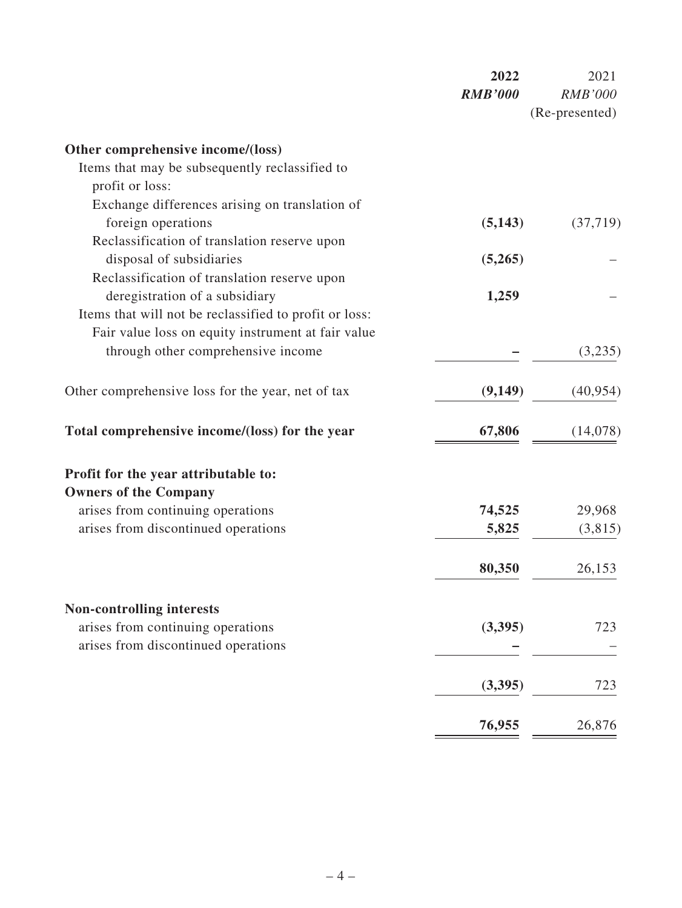| | 2022 | 2021 |
|---|---|---|
| | ***RMB'000*** | *RMB'000* |
| | | (Re-presented) |
| **Other comprehensive income/(loss)** | | |
| Items that may be subsequently reclassified to profit or loss: | | |
| Exchange differences arising on translation of foreign operations | **(5,143)** | (37,719) |
| Reclassification of translation reserve upon disposal of subsidiaries | **(5,265)** | – |
| Reclassification of translation reserve upon deregistration of a subsidiary | **1,259** | – |
| Items that will not be reclassified to profit or loss: | | |
| Fair value loss on equity instrument at fair value through other comprehensive income | **–** | (3,235) |
| Other comprehensive loss for the year, net of tax | **(9,149)** | (40,954) |
| **Total comprehensive income/(loss) for the year** | **67,806** | (14,078) |
| **Profit for the year attributable to:** | | |
| **Owners of the Company** | | |
| arises from continuing operations | **74,525** | 29,968 |
| arises from discontinued operations | **5,825** | (3,815) |
| | **80,350** | 26,153 |
| **Non-controlling interests** | | |
| arises from continuing operations | **(3,395)** | 723 |
| arises from discontinued operations | **–** | – |
| | **(3,395)** | 723 |
| | **76,955** | 26,876 |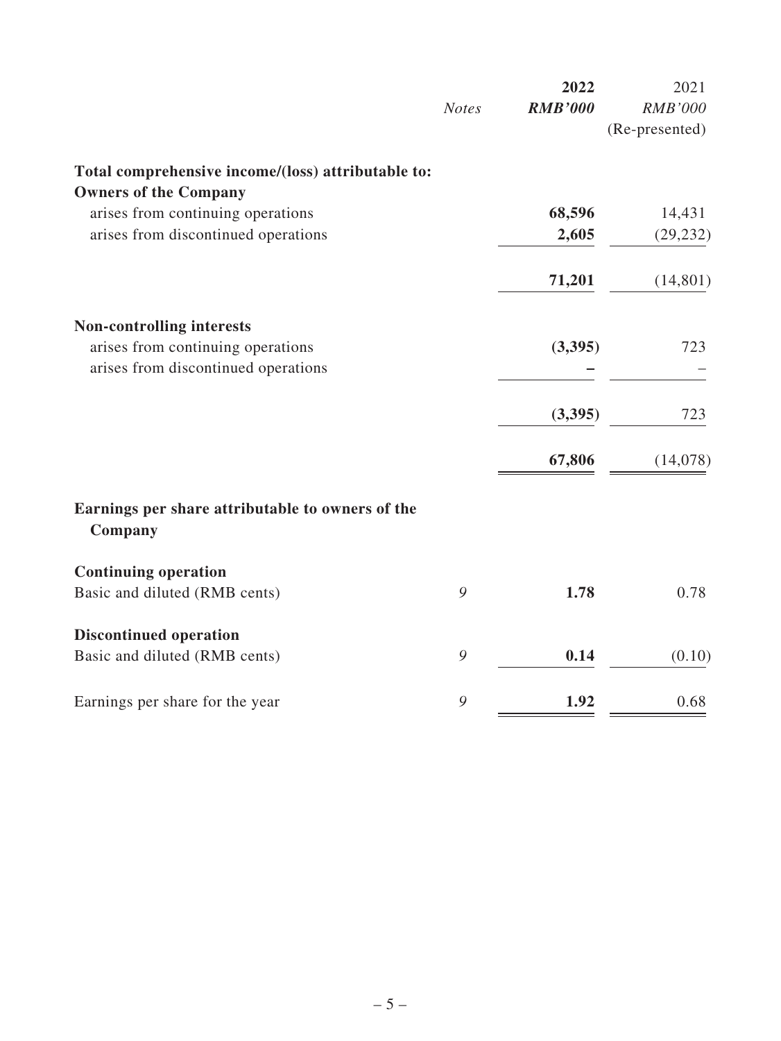| | Notes | 2022<br>*RMB'000* | 2021<br>*RMB'000*<br>(Re-presented) |
|---|---|---|---|
| **Total comprehensive income/(loss) attributable to:** | | | |
| **Owners of the Company** | | | |
| arises from continuing operations | | **68,596** | 14,431 |
| arises from discontinued operations | | **2,605** | (29,232) |
| | | **71,201** | (14,801) |
| **Non-controlling interests** | | | |
| arises from continuing operations | | **(3,395)** | 723 |
| arises from discontinued operations | | **–** | – |
| | | **(3,395)** | 723 |
| | | **67,806** | (14,078) |
| **Earnings per share attributable to owners of the Company** | | | |
| **Continuing operation** | | | |
| Basic and diluted (RMB cents) | *9* | **1.78** | 0.78 |
| **Discontinued operation** | | | |
| Basic and diluted (RMB cents) | *9* | **0.14** | (0.10) |
| Earnings per share for the year | *9* | **1.92** | 0.68 |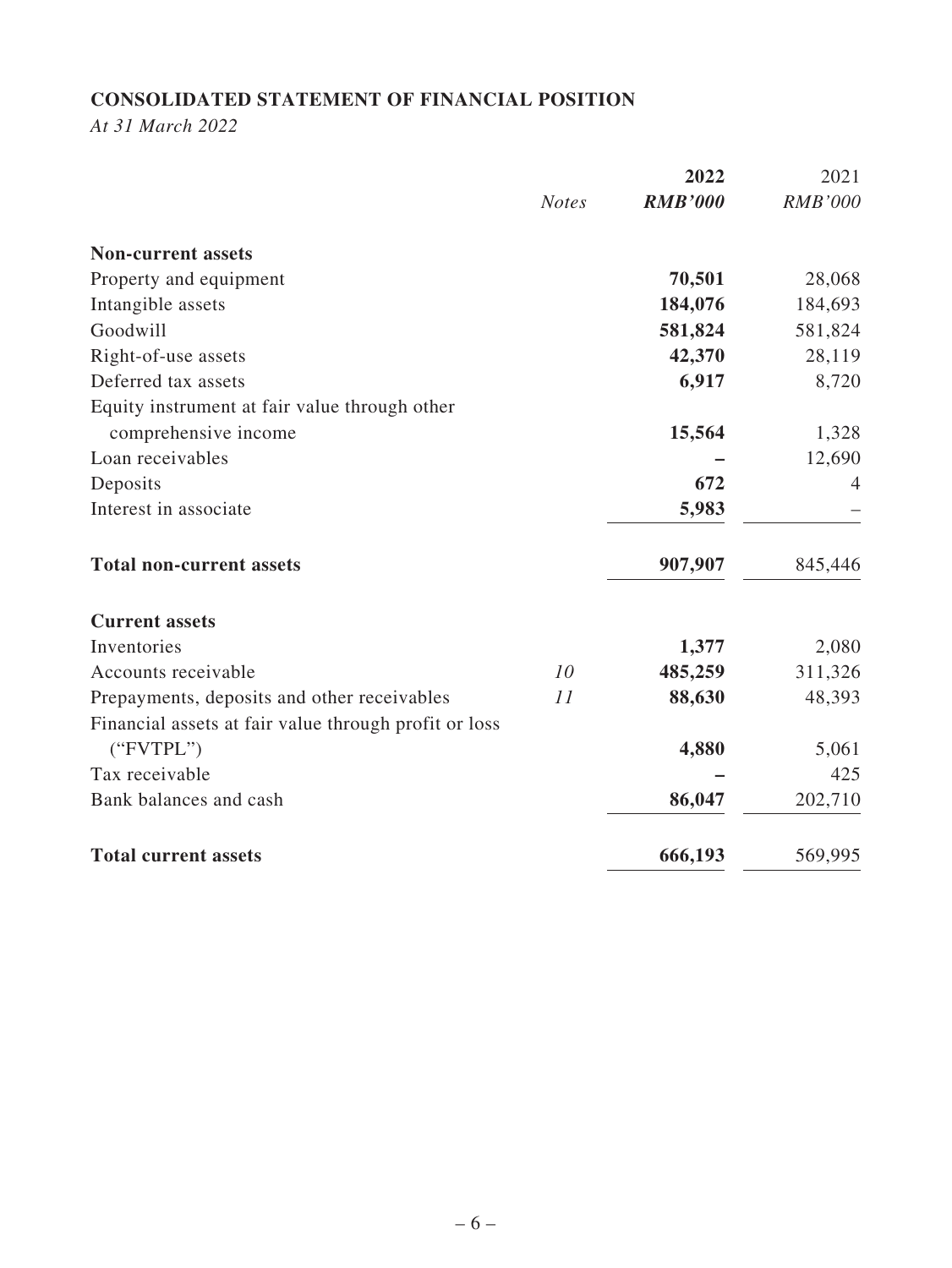## CONSOLIDATED STATEMENT OF FINANCIAL POSITION

*At 31 March 2022*

| | *Notes* | **2022** *RMB'000* | 2021 *RMB'000* |
|---|---|---|---|
| **Non-current assets** | | | |
| Property and equipment | | **70,501** | 28,068 |
| Intangible assets | | **184,076** | 184,693 |
| Goodwill | | **581,824** | 581,824 |
| Right-of-use assets | | **42,370** | 28,119 |
| Deferred tax assets | | **6,917** | 8,720 |
| Equity instrument at fair value through other comprehensive income | | **15,564** | 1,328 |
| Loan receivables | | **–** | 12,690 |
| Deposits | | **672** | 4 |
| Interest in associate | | **5,983** | – |
| **Total non-current assets** | | **907,907** | 845,446 |
| **Current assets** | | | |
| Inventories | | **1,377** | 2,080 |
| Accounts receivable | *10* | **485,259** | 311,326 |
| Prepayments, deposits and other receivables | *11* | **88,630** | 48,393 |
| Financial assets at fair value through profit or loss ("FVTPL") | | **4,880** | 5,061 |
| Tax receivable | | **–** | 425 |
| Bank balances and cash | | **86,047** | 202,710 |
| **Total current assets** | | **666,193** | 569,995 |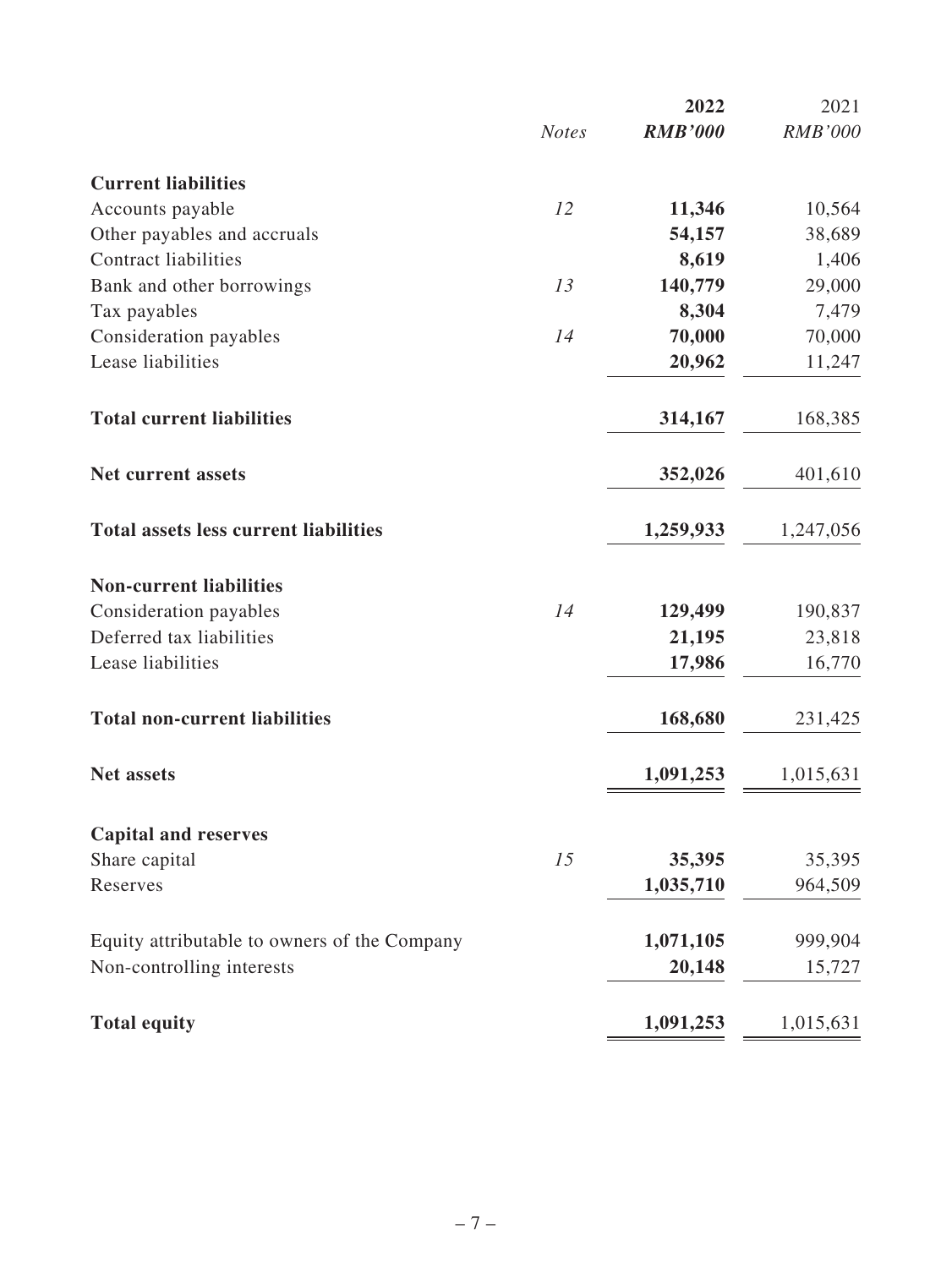| | Notes | 2022 RMB'000 | 2021 RMB'000 |
|---|---|---|---|
| **Current liabilities** | | | |
| Accounts payable | 12 | **11,346** | 10,564 |
| Other payables and accruals | | **54,157** | 38,689 |
| Contract liabilities | | **8,619** | 1,406 |
| Bank and other borrowings | 13 | **140,779** | 29,000 |
| Tax payables | | **8,304** | 7,479 |
| Consideration payables | 14 | **70,000** | 70,000 |
| Lease liabilities | | **20,962** | 11,247 |
| **Total current liabilities** | | **314,167** | 168,385 |
| **Net current assets** | | **352,026** | 401,610 |
| **Total assets less current liabilities** | | **1,259,933** | 1,247,056 |
| **Non-current liabilities** | | | |
| Consideration payables | 14 | **129,499** | 190,837 |
| Deferred tax liabilities | | **21,195** | 23,818 |
| Lease liabilities | | **17,986** | 16,770 |
| **Total non-current liabilities** | | **168,680** | 231,425 |
| **Net assets** | | **1,091,253** | 1,015,631 |
| **Capital and reserves** | | | |
| Share capital | 15 | **35,395** | 35,395 |
| Reserves | | **1,035,710** | 964,509 |
| Equity attributable to owners of the Company | | **1,071,105** | 999,904 |
| Non-controlling interests | | **20,148** | 15,727 |
| **Total equity** | | **1,091,253** | 1,015,631 |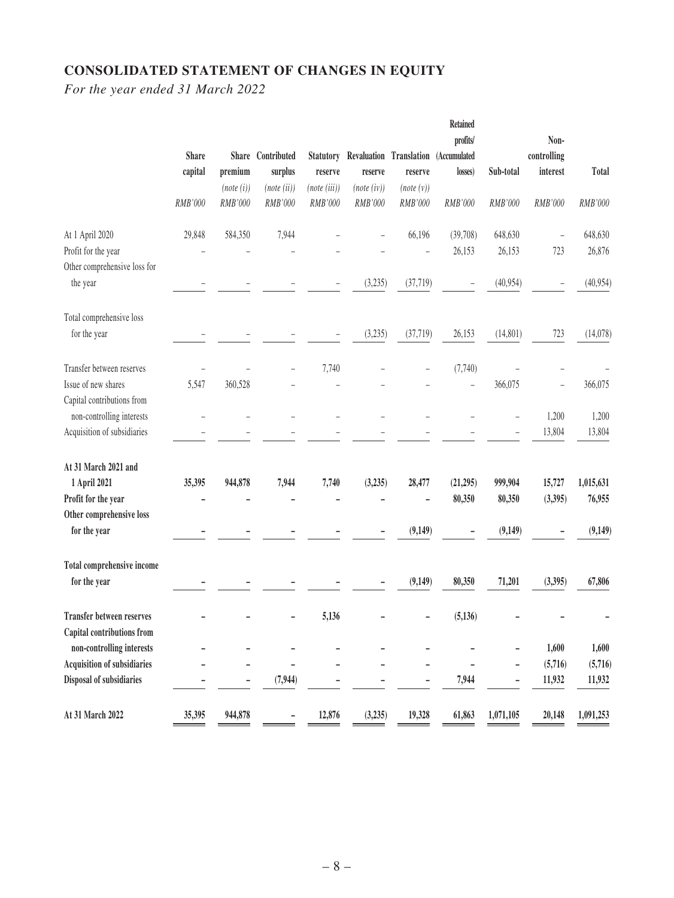# CONSOLIDATED STATEMENT OF CHANGES IN EQUITY

*For the year ended 31 March 2022*

| | Share capital | Share premium | Contributed surplus | Statutory reserve | Revaluation reserve | Translation reserve | Retained profits/ (Accumulated losses) | Sub-total | Non-controlling interest | Total |
|---|---|---|---|---|---|---|---|---|---|---|
| | | *(note (i))* | *(note (ii))* | *(note (iii))* | *(note (iv))* | *(note (v))* | | | | |
| | *RMB'000* | *RMB'000* | *RMB'000* | *RMB'000* | *RMB'000* | *RMB'000* | *RMB'000* | *RMB'000* | *RMB'000* | *RMB'000* |
| At 1 April 2020 | 29,848 | 584,350 | 7,944 | – | – | 66,196 | (39,708) | 648,630 | – | 648,630 |
| Profit for the year | – | – | – | – | – | – | 26,153 | 26,153 | 723 | 26,876 |
| Other comprehensive loss for the year | – | – | – | – | (3,235) | (37,719) | – | (40,954) | – | (40,954) |
| Total comprehensive loss for the year | – | – | – | – | (3,235) | (37,719) | 26,153 | (14,801) | 723 | (14,078) |
| Transfer between reserves | – | – | – | 7,740 | – | – | (7,740) | – | – | – |
| Issue of new shares | 5,547 | 360,528 | – | – | – | – | – | 366,075 | – | 366,075 |
| Capital contributions from non-controlling interests | – | – | – | – | – | – | – | – | 1,200 | 1,200 |
| Acquisition of subsidiaries | – | – | – | – | – | – | – | – | 13,804 | 13,804 |
| **At 31 March 2021 and 1 April 2021** | **35,395** | **944,878** | **7,944** | **7,740** | **(3,235)** | **28,477** | **(21,295)** | **999,904** | **15,727** | **1,015,631** |
| **Profit for the year** | **–** | **–** | **–** | **–** | **–** | **–** | **80,350** | **80,350** | **(3,395)** | **76,955** |
| **Other comprehensive loss for the year** | **–** | **–** | **–** | **–** | **–** | **(9,149)** | **–** | **(9,149)** | **–** | **(9,149)** |
| **Total comprehensive income for the year** | **–** | **–** | **–** | **–** | **–** | **(9,149)** | **80,350** | **71,201** | **(3,395)** | **67,806** |
| **Transfer between reserves** | **–** | **–** | **–** | **5,136** | **–** | **–** | **(5,136)** | **–** | **–** | **–** |
| **Capital contributions from non-controlling interests** | **–** | **–** | **–** | **–** | **–** | **–** | **–** | **–** | **1,600** | **1,600** |
| **Acquisition of subsidiaries** | **–** | **–** | **–** | **–** | **–** | **–** | **–** | **–** | **(5,716)** | **(5,716)** |
| **Disposal of subsidiaries** | **–** | **–** | **(7,944)** | **–** | **–** | **–** | **7,944** | **–** | **11,932** | **11,932** |
| **At 31 March 2022** | **35,395** | **944,878** | **–** | **12,876** | **(3,235)** | **19,328** | **61,863** | **1,071,105** | **20,148** | **1,091,253** |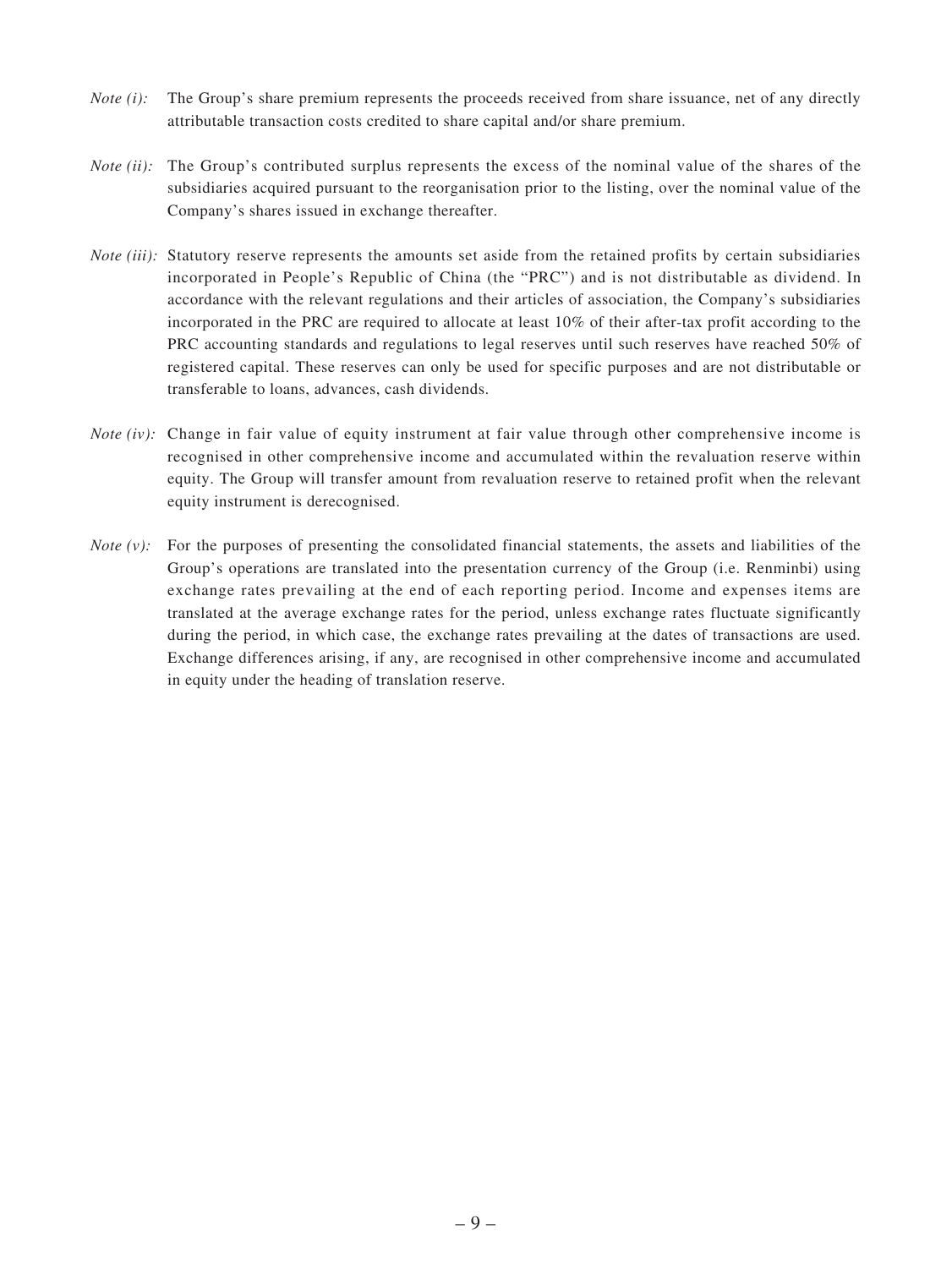*Note (i):* The Group's share premium represents the proceeds received from share issuance, net of any directly attributable transaction costs credited to share capital and/or share premium.

*Note (ii):* The Group's contributed surplus represents the excess of the nominal value of the shares of the subsidiaries acquired pursuant to the reorganisation prior to the listing, over the nominal value of the Company's shares issued in exchange thereafter.

*Note (iii):* Statutory reserve represents the amounts set aside from the retained profits by certain subsidiaries incorporated in People's Republic of China (the "PRC") and is not distributable as dividend. In accordance with the relevant regulations and their articles of association, the Company's subsidiaries incorporated in the PRC are required to allocate at least 10% of their after-tax profit according to the PRC accounting standards and regulations to legal reserves until such reserves have reached 50% of registered capital. These reserves can only be used for specific purposes and are not distributable or transferable to loans, advances, cash dividends.

*Note (iv):* Change in fair value of equity instrument at fair value through other comprehensive income is recognised in other comprehensive income and accumulated within the revaluation reserve within equity. The Group will transfer amount from revaluation reserve to retained profit when the relevant equity instrument is derecognised.

*Note (v):* For the purposes of presenting the consolidated financial statements, the assets and liabilities of the Group's operations are translated into the presentation currency of the Group (i.e. Renminbi) using exchange rates prevailing at the end of each reporting period. Income and expenses items are translated at the average exchange rates for the period, unless exchange rates fluctuate significantly during the period, in which case, the exchange rates prevailing at the dates of transactions are used. Exchange differences arising, if any, are recognised in other comprehensive income and accumulated in equity under the heading of translation reserve.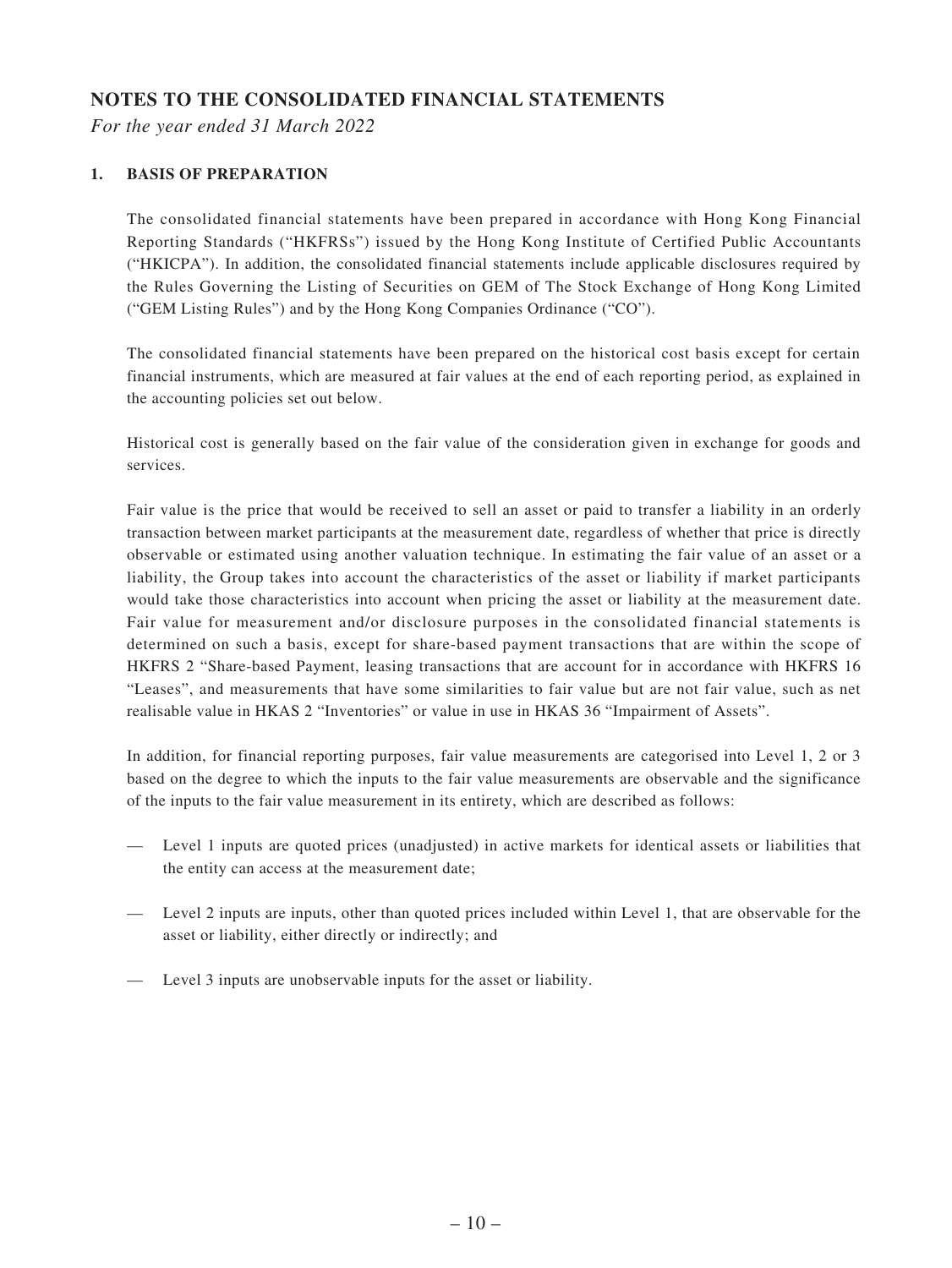# NOTES TO THE CONSOLIDATED FINANCIAL STATEMENTS

*For the year ended 31 March 2022*

## 1. BASIS OF PREPARATION

The consolidated financial statements have been prepared in accordance with Hong Kong Financial Reporting Standards ("HKFRSs") issued by the Hong Kong Institute of Certified Public Accountants ("HKICPA"). In addition, the consolidated financial statements include applicable disclosures required by the Rules Governing the Listing of Securities on GEM of The Stock Exchange of Hong Kong Limited ("GEM Listing Rules") and by the Hong Kong Companies Ordinance ("CO").

The consolidated financial statements have been prepared on the historical cost basis except for certain financial instruments, which are measured at fair values at the end of each reporting period, as explained in the accounting policies set out below.

Historical cost is generally based on the fair value of the consideration given in exchange for goods and services.

Fair value is the price that would be received to sell an asset or paid to transfer a liability in an orderly transaction between market participants at the measurement date, regardless of whether that price is directly observable or estimated using another valuation technique. In estimating the fair value of an asset or a liability, the Group takes into account the characteristics of the asset or liability if market participants would take those characteristics into account when pricing the asset or liability at the measurement date. Fair value for measurement and/or disclosure purposes in the consolidated financial statements is determined on such a basis, except for share-based payment transactions that are within the scope of HKFRS 2 "Share-based Payment, leasing transactions that are account for in accordance with HKFRS 16 "Leases", and measurements that have some similarities to fair value but are not fair value, such as net realisable value in HKAS 2 "Inventories" or value in use in HKAS 36 "Impairment of Assets".

In addition, for financial reporting purposes, fair value measurements are categorised into Level 1, 2 or 3 based on the degree to which the inputs to the fair value measurements are observable and the significance of the inputs to the fair value measurement in its entirety, which are described as follows:

- Level 1 inputs are quoted prices (unadjusted) in active markets for identical assets or liabilities that the entity can access at the measurement date;
- Level 2 inputs are inputs, other than quoted prices included within Level 1, that are observable for the asset or liability, either directly or indirectly; and
- Level 3 inputs are unobservable inputs for the asset or liability.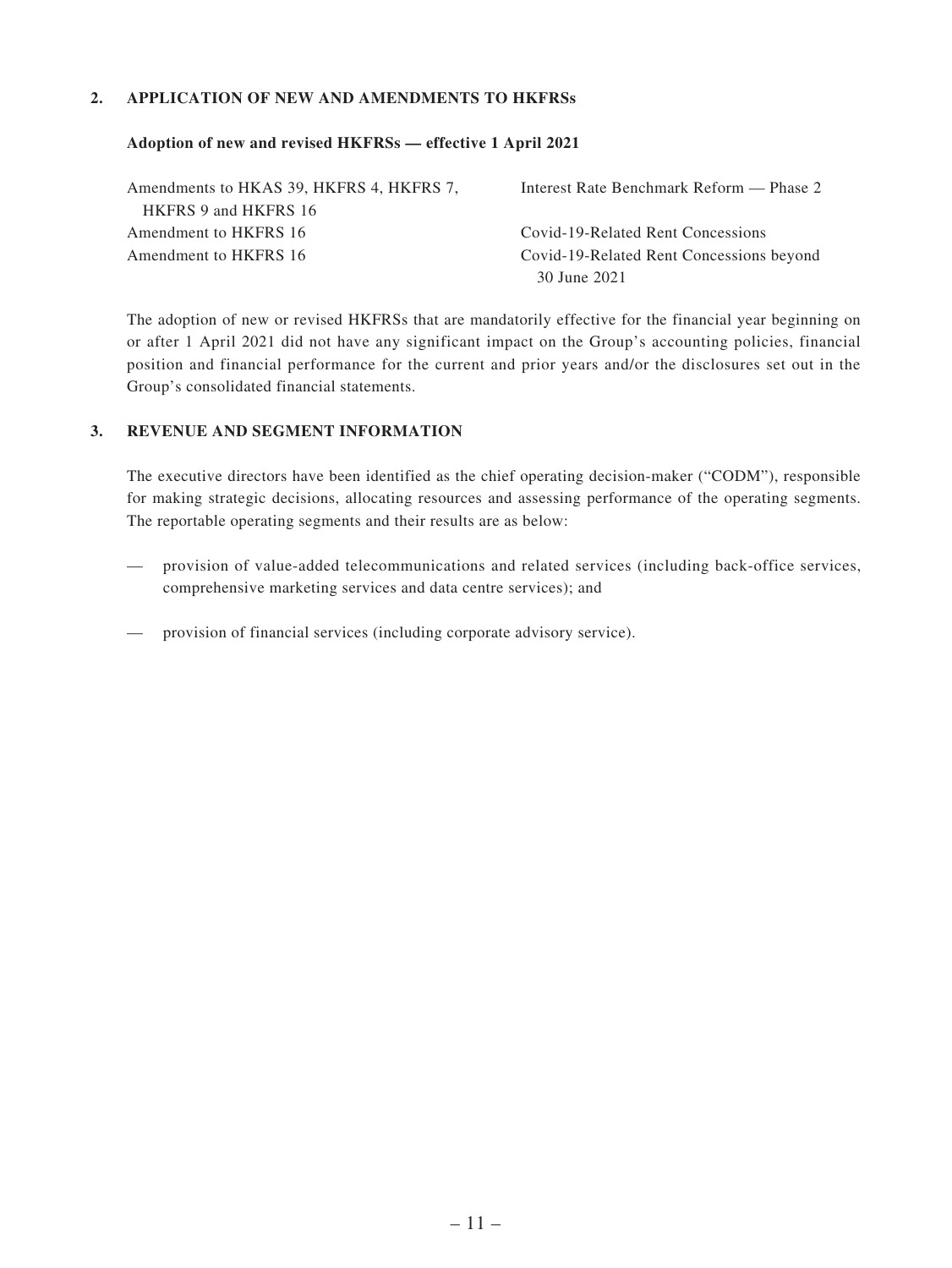## 2. APPLICATION OF NEW AND AMENDMENTS TO HKFRSs

**Adoption of new and revised HKFRSs — effective 1 April 2021**

| | |
|---|---|
| Amendments to HKAS 39, HKFRS 4, HKFRS 7, HKFRS 9 and HKFRS 16 | Interest Rate Benchmark Reform — Phase 2 |
| Amendment to HKFRS 16 | Covid-19-Related Rent Concessions |
| Amendment to HKFRS 16 | Covid-19-Related Rent Concessions beyond 30 June 2021 |

The adoption of new or revised HKFRSs that are mandatorily effective for the financial year beginning on or after 1 April 2021 did not have any significant impact on the Group's accounting policies, financial position and financial performance for the current and prior years and/or the disclosures set out in the Group's consolidated financial statements.

## 3. REVENUE AND SEGMENT INFORMATION

The executive directors have been identified as the chief operating decision-maker ("CODM"), responsible for making strategic decisions, allocating resources and assessing performance of the operating segments. The reportable operating segments and their results are as below:

— provision of value-added telecommunications and related services (including back-office services, comprehensive marketing services and data centre services); and

— provision of financial services (including corporate advisory service).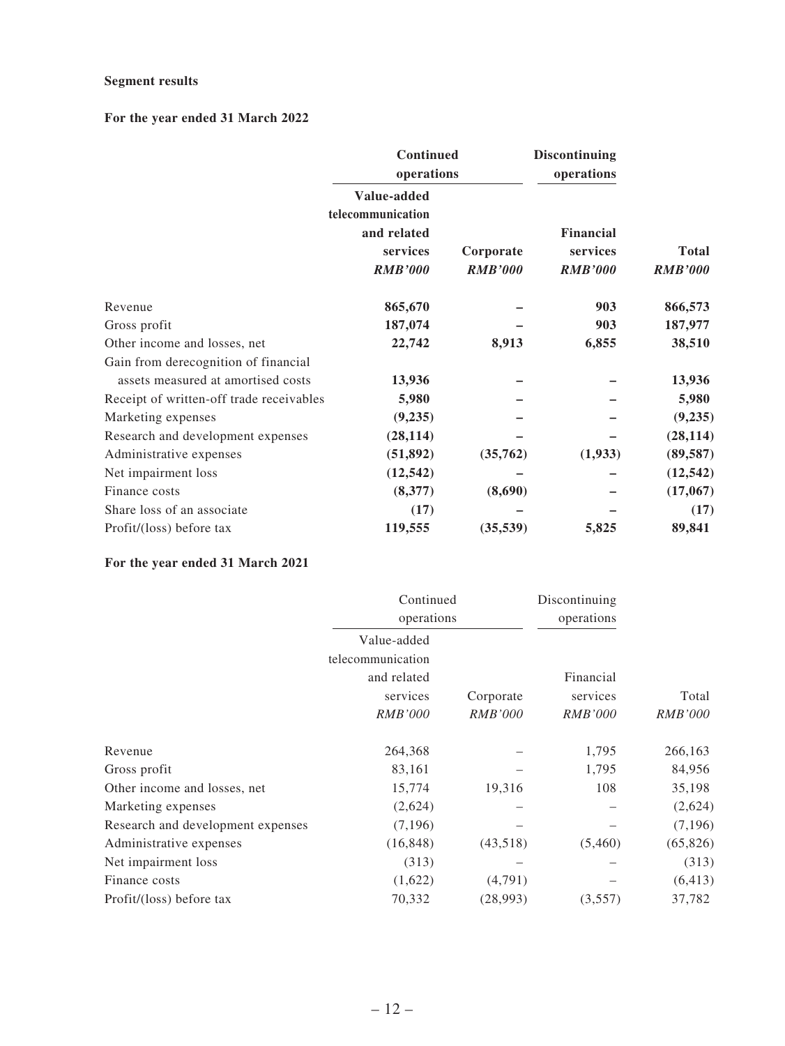**Segment results**

**For the year ended 31 March 2022**

| | **Continued operations** | | **Discontinuing operations** | |
|---|---|---|---|---|
| | **Value-added telecommunication and related services** | **Corporate** | **Financial services** | **Total** |
| | ***RMB'000*** | ***RMB'000*** | ***RMB'000*** | ***RMB'000*** |
| Revenue | **865,670** | **–** | **903** | **866,573** |
| Gross profit | **187,074** | **–** | **903** | **187,977** |
| Other income and losses, net | **22,742** | **8,913** | **6,855** | **38,510** |
| Gain from derecognition of financial assets measured at amortised costs | **13,936** | **–** | **–** | **13,936** |
| Receipt of written-off trade receivables | **5,980** | **–** | **–** | **5,980** |
| Marketing expenses | **(9,235)** | **–** | **–** | **(9,235)** |
| Research and development expenses | **(28,114)** | **–** | **–** | **(28,114)** |
| Administrative expenses | **(51,892)** | **(35,762)** | **(1,933)** | **(89,587)** |
| Net impairment loss | **(12,542)** | **–** | **–** | **(12,542)** |
| Finance costs | **(8,377)** | **(8,690)** | **–** | **(17,067)** |
| Share loss of an associate | **(17)** | **–** | **–** | **(17)** |
| Profit/(loss) before tax | **119,555** | **(35,539)** | **5,825** | **89,841** |

**For the year ended 31 March 2021**

| | Continued operations | | Discontinuing operations | |
|---|---|---|---|---|
| | Value-added telecommunication and related services | Corporate | Financial services | Total |
| | *RMB'000* | *RMB'000* | *RMB'000* | *RMB'000* |
| Revenue | 264,368 | – | 1,795 | 266,163 |
| Gross profit | 83,161 | – | 1,795 | 84,956 |
| Other income and losses, net | 15,774 | 19,316 | 108 | 35,198 |
| Marketing expenses | (2,624) | – | – | (2,624) |
| Research and development expenses | (7,196) | – | – | (7,196) |
| Administrative expenses | (16,848) | (43,518) | (5,460) | (65,826) |
| Net impairment loss | (313) | – | – | (313) |
| Finance costs | (1,622) | (4,791) | – | (6,413) |
| Profit/(loss) before tax | 70,332 | (28,993) | (3,557) | 37,782 |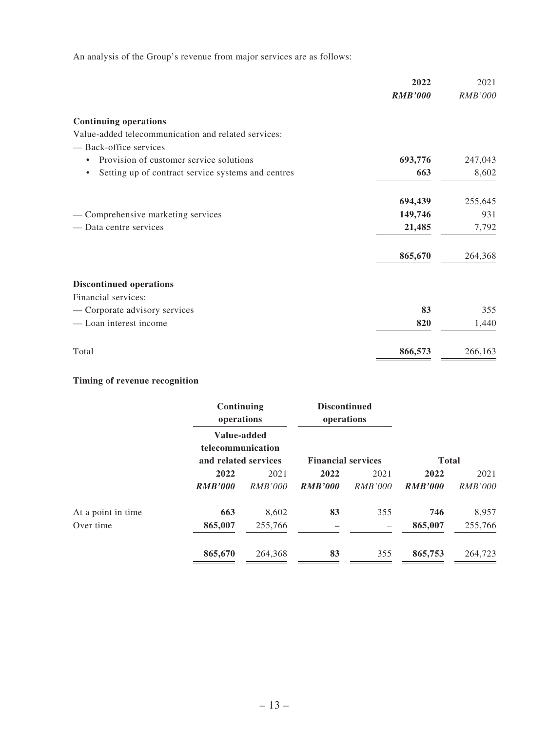An analysis of the Group's revenue from major services are as follows:

| | 2022 | 2021 |
|---|---|---|
| | ***RMB'000*** | *RMB'000* |
| **Continuing operations** | | |
| Value-added telecommunication and related services: | | |
| — Back-office services | | |
| • Provision of customer service solutions | **693,776** | 247,043 |
| • Setting up of contract service systems and centres | **663** | 8,602 |
| | **694,439** | 255,645 |
| — Comprehensive marketing services | **149,746** | 931 |
| — Data centre services | **21,485** | 7,792 |
| | **865,670** | 264,368 |
| **Discontinued operations** | | |
| Financial services: | | |
| — Corporate advisory services | **83** | 355 |
| — Loan interest income | **820** | 1,440 |
| Total | **866,573** | 266,163 |

**Timing of revenue recognition**

| | **Continuing operations** | | **Discontinued operations** | | | |
|---|---|---|---|---|---|---|
| | **Value-added telecommunication and related services** | | **Financial services** | | **Total** | |
| | **2022** | 2021 | **2022** | 2021 | **2022** | 2021 |
| | ***RMB'000*** | *RMB'000* | ***RMB'000*** | *RMB'000* | ***RMB'000*** | *RMB'000* |
| At a point in time | **663** | 8,602 | **83** | 355 | **746** | 8,957 |
| Over time | **865,007** | 255,766 | **–** | – | **865,007** | 255,766 |
| | **865,670** | 264,368 | **83** | 355 | **865,753** | 264,723 |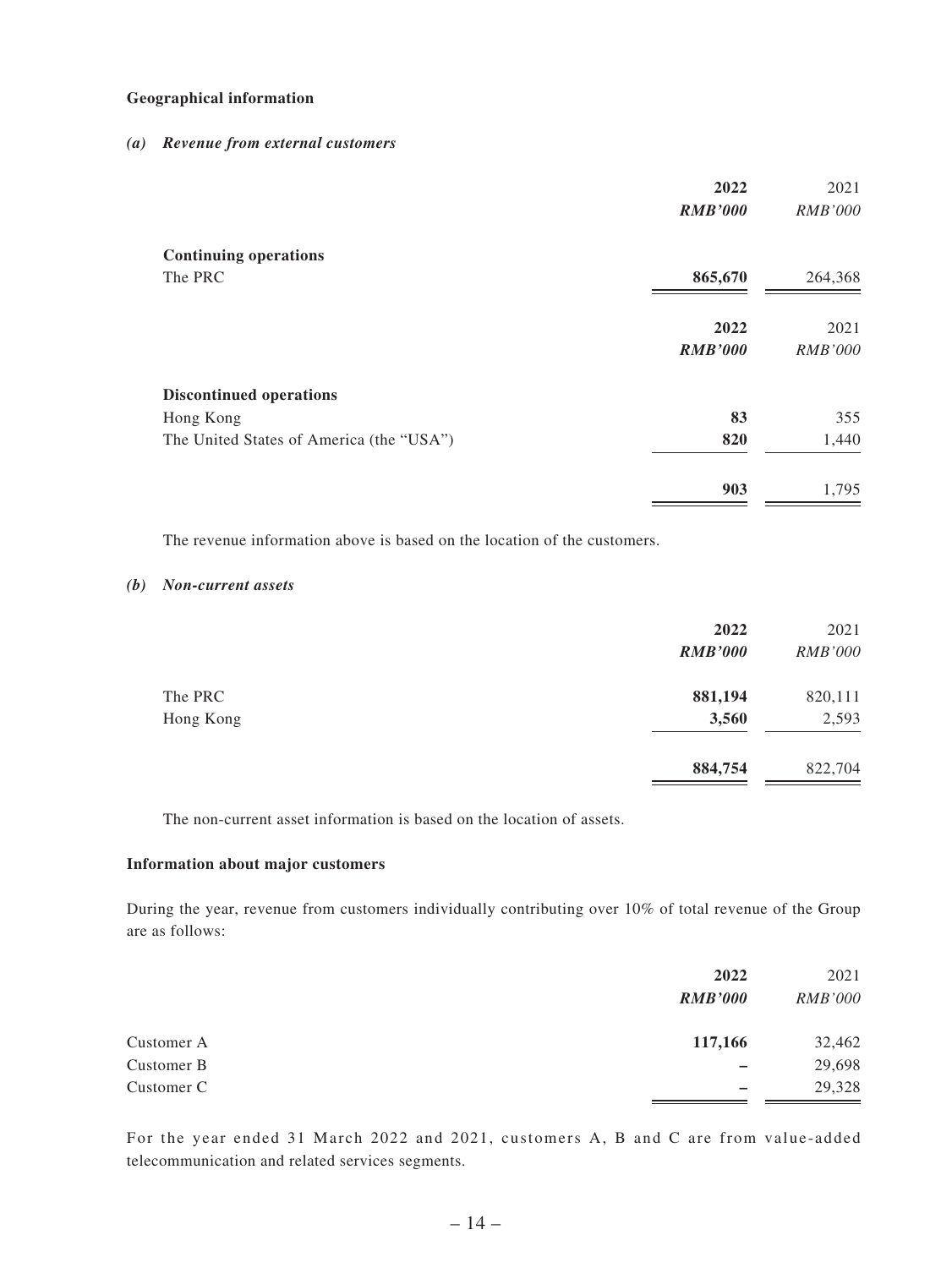**Geographical information**

***(a) Revenue from external customers***

| | 2022 | 2021 |
|---|---|---|
| | ***RMB'000*** | *RMB'000* |
| **Continuing operations** | | |
| The PRC | **865,670** | 264,368 |

| | 2022 | 2021 |
|---|---|---|
| | ***RMB'000*** | *RMB'000* |
| **Discontinued operations** | | |
| Hong Kong | **83** | 355 |
| The United States of America (the "USA") | **820** | 1,440 |
| | **903** | 1,795 |

The revenue information above is based on the location of the customers.

***(b) Non-current assets***

| | 2022 | 2021 |
|---|---|---|
| | ***RMB'000*** | *RMB'000* |
| The PRC | **881,194** | 820,111 |
| Hong Kong | **3,560** | 2,593 |
| | **884,754** | 822,704 |

The non-current asset information is based on the location of assets.

**Information about major customers**

During the year, revenue from customers individually contributing over 10% of total revenue of the Group are as follows:

| | 2022 | 2021 |
|---|---|---|
| | ***RMB'000*** | *RMB'000* |
| Customer A | **117,166** | 32,462 |
| Customer B | **–** | 29,698 |
| Customer C | **–** | 29,328 |

For the year ended 31 March 2022 and 2021, customers A, B and C are from value-added telecommunication and related services segments.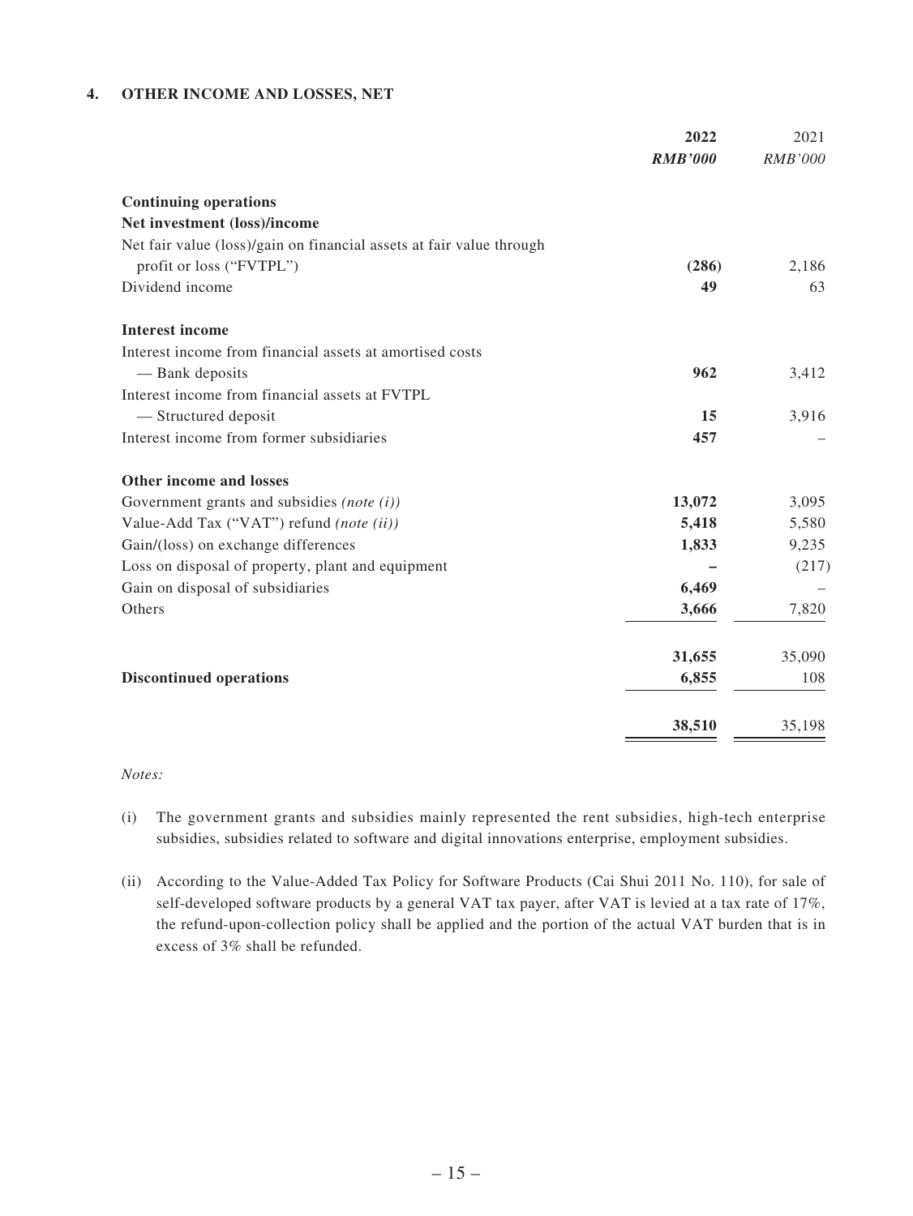## 4. OTHER INCOME AND LOSSES, NET

| | 2022 | 2021 |
|---|---|---|
| | ***RMB'000*** | *RMB'000* |
| **Continuing operations** | | |
| **Net investment (loss)/income** | | |
| Net fair value (loss)/gain on financial assets at fair value through profit or loss ("FVTPL") | **(286)** | 2,186 |
| Dividend income | **49** | 63 |
| **Interest income** | | |
| Interest income from financial assets at amortised costs | | |
| — Bank deposits | **962** | 3,412 |
| Interest income from financial assets at FVTPL | | |
| — Structured deposit | **15** | 3,916 |
| Interest income from former subsidiaries | **457** | – |
| **Other income and losses** | | |
| Government grants and subsidies *(note (i))* | **13,072** | 3,095 |
| Value-Add Tax ("VAT") refund *(note (ii))* | **5,418** | 5,580 |
| Gain/(loss) on exchange differences | **1,833** | 9,235 |
| Loss on disposal of property, plant and equipment | **–** | (217) |
| Gain on disposal of subsidiaries | **6,469** | – |
| Others | **3,666** | 7,820 |
| | **31,655** | 35,090 |
| **Discontinued operations** | **6,855** | 108 |
| | **38,510** | 35,198 |

*Notes:*

(i) The government grants and subsidies mainly represented the rent subsidies, high-tech enterprise subsidies, subsidies related to software and digital innovations enterprise, employment subsidies.

(ii) According to the Value-Added Tax Policy for Software Products (Cai Shui 2011 No. 110), for sale of self-developed software products by a general VAT tax payer, after VAT is levied at a tax rate of 17%, the refund-upon-collection policy shall be applied and the portion of the actual VAT burden that is in excess of 3% shall be refunded.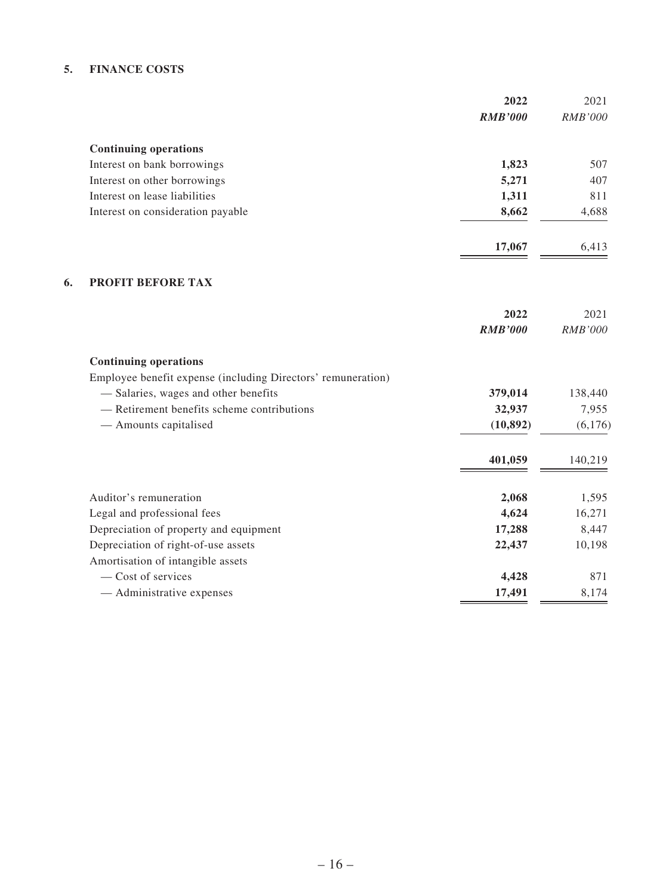## 5. FINANCE COSTS

| | 2022 | 2021 |
|---|---|---|
| | ***RMB'000*** | *RMB'000* |
| **Continuing operations** | | |
| Interest on bank borrowings | **1,823** | 507 |
| Interest on other borrowings | **5,271** | 407 |
| Interest on lease liabilities | **1,311** | 811 |
| Interest on consideration payable | **8,662** | 4,688 |
| | **17,067** | 6,413 |

## 6. PROFIT BEFORE TAX

| | 2022 | 2021 |
|---|---|---|
| | ***RMB'000*** | *RMB'000* |
| **Continuing operations** | | |
| Employee benefit expense (including Directors' remuneration) | | |
| — Salaries, wages and other benefits | **379,014** | 138,440 |
| — Retirement benefits scheme contributions | **32,937** | 7,955 |
| — Amounts capitalised | **(10,892)** | (6,176) |
| | **401,059** | 140,219 |
| Auditor's remuneration | **2,068** | 1,595 |
| Legal and professional fees | **4,624** | 16,271 |
| Depreciation of property and equipment | **17,288** | 8,447 |
| Depreciation of right-of-use assets | **22,437** | 10,198 |
| Amortisation of intangible assets | | |
| — Cost of services | **4,428** | 871 |
| — Administrative expenses | **17,491** | 8,174 |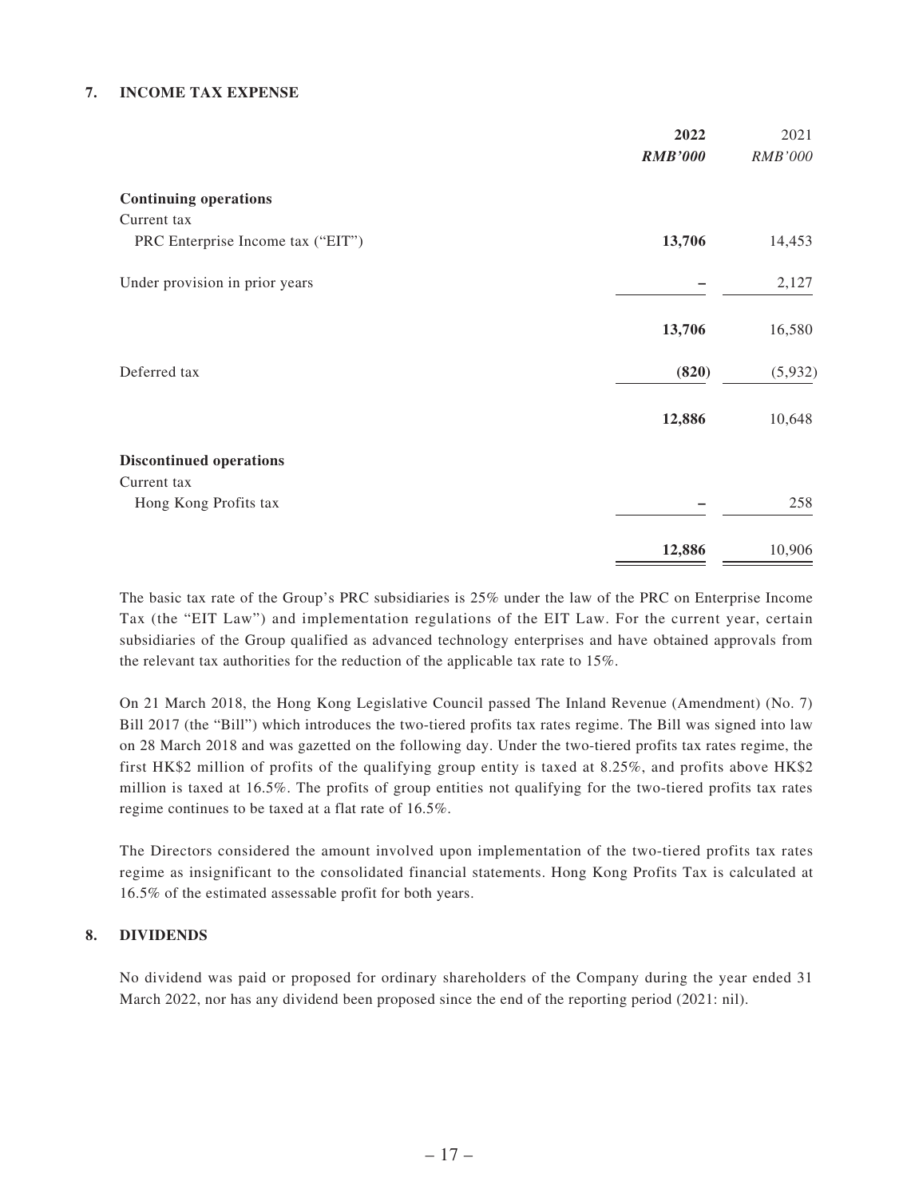## 7. INCOME TAX EXPENSE

| | 2022 | 2021 |
|---|---|---|
| | ***RMB'000*** | *RMB'000* |
| **Continuing operations** | | |
| Current tax | | |
| PRC Enterprise Income tax ("EIT") | **13,706** | 14,453 |
| Under provision in prior years | **–** | 2,127 |
| | **13,706** | 16,580 |
| Deferred tax | **(820)** | (5,932) |
| | **12,886** | 10,648 |
| **Discontinued operations** | | |
| Current tax | | |
| Hong Kong Profits tax | **–** | 258 |
| | **12,886** | 10,906 |

The basic tax rate of the Group's PRC subsidiaries is 25% under the law of the PRC on Enterprise Income Tax (the "EIT Law") and implementation regulations of the EIT Law. For the current year, certain subsidiaries of the Group qualified as advanced technology enterprises and have obtained approvals from the relevant tax authorities for the reduction of the applicable tax rate to 15%.

On 21 March 2018, the Hong Kong Legislative Council passed The Inland Revenue (Amendment) (No. 7) Bill 2017 (the "Bill") which introduces the two-tiered profits tax rates regime. The Bill was signed into law on 28 March 2018 and was gazetted on the following day. Under the two-tiered profits tax rates regime, the first HK$2 million of profits of the qualifying group entity is taxed at 8.25%, and profits above HK$2 million is taxed at 16.5%. The profits of group entities not qualifying for the two-tiered profits tax rates regime continues to be taxed at a flat rate of 16.5%.

The Directors considered the amount involved upon implementation of the two-tiered profits tax rates regime as insignificant to the consolidated financial statements. Hong Kong Profits Tax is calculated at 16.5% of the estimated assessable profit for both years.

## 8. DIVIDENDS

No dividend was paid or proposed for ordinary shareholders of the Company during the year ended 31 March 2022, nor has any dividend been proposed since the end of the reporting period (2021: nil).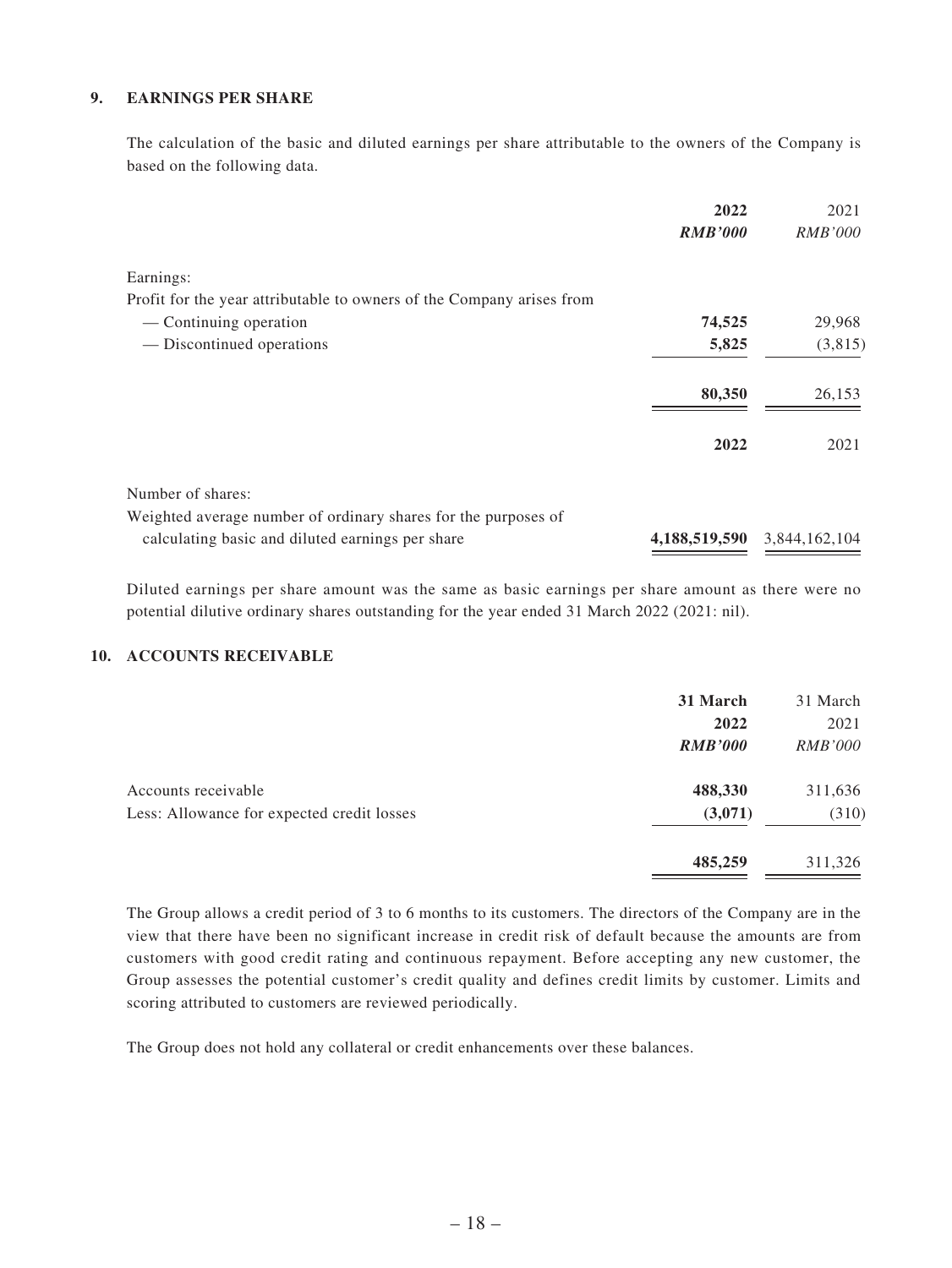## 9. EARNINGS PER SHARE

The calculation of the basic and diluted earnings per share attributable to the owners of the Company is based on the following data.

| | **2022** | 2021 |
|---|---|---|
| | ***RMB'000*** | *RMB'000* |
| Earnings: | | |
| Profit for the year attributable to owners of the Company arises from | | |
| — Continuing operation | **74,525** | 29,968 |
| — Discontinued operations | **5,825** | (3,815) |
| | **80,350** | 26,153 |

| | **2022** | 2021 |
|---|---|---|
| Number of shares: | | |
| Weighted average number of ordinary shares for the purposes of calculating basic and diluted earnings per share | **4,188,519,590** | 3,844,162,104 |

Diluted earnings per share amount was the same as basic earnings per share amount as there were no potential dilutive ordinary shares outstanding for the year ended 31 March 2022 (2021: nil).

## 10. ACCOUNTS RECEIVABLE

| | **31 March 2022** | 31 March 2021 |
|---|---|---|
| | ***RMB'000*** | *RMB'000* |
| Accounts receivable | **488,330** | 311,636 |
| Less: Allowance for expected credit losses | **(3,071)** | (310) |
| | **485,259** | 311,326 |

The Group allows a credit period of 3 to 6 months to its customers. The directors of the Company are in the view that there have been no significant increase in credit risk of default because the amounts are from customers with good credit rating and continuous repayment. Before accepting any new customer, the Group assesses the potential customer's credit quality and defines credit limits by customer. Limits and scoring attributed to customers are reviewed periodically.

The Group does not hold any collateral or credit enhancements over these balances.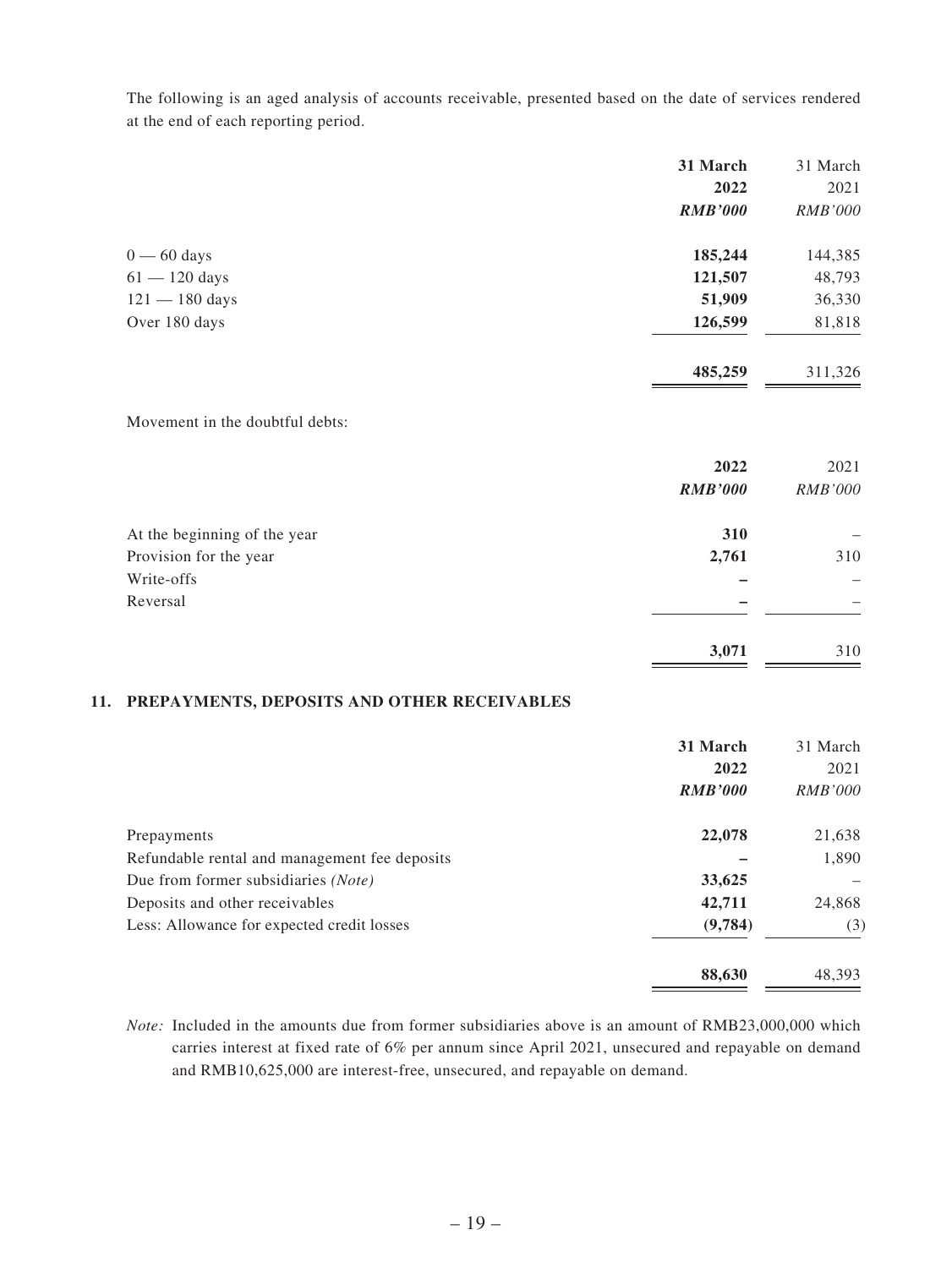The following is an aged analysis of accounts receivable, presented based on the date of services rendered at the end of each reporting period.

| | 31 March 2022 | 31 March 2021 |
|---|---|---|
| | ***RMB'000*** | *RMB'000* |
| 0 — 60 days | **185,244** | 144,385 |
| 61 — 120 days | **121,507** | 48,793 |
| 121 — 180 days | **51,909** | 36,330 |
| Over 180 days | **126,599** | 81,818 |
| | **485,259** | 311,326 |

Movement in the doubtful debts:

| | 2022 | 2021 |
|---|---|---|
| | ***RMB'000*** | *RMB'000* |
| At the beginning of the year | **310** | – |
| Provision for the year | **2,761** | 310 |
| Write-offs | **–** | – |
| Reversal | **–** | – |
| | **3,071** | 310 |

## 11. PREPAYMENTS, DEPOSITS AND OTHER RECEIVABLES

| | 31 March 2022 | 31 March 2021 |
|---|---|---|
| | ***RMB'000*** | *RMB'000* |
| Prepayments | **22,078** | 21,638 |
| Refundable rental and management fee deposits | **–** | 1,890 |
| Due from former subsidiaries *(Note)* | **33,625** | – |
| Deposits and other receivables | **42,711** | 24,868 |
| Less: Allowance for expected credit losses | **(9,784)** | (3) |
| | **88,630** | 48,393 |

*Note:* Included in the amounts due from former subsidiaries above is an amount of RMB23,000,000 which carries interest at fixed rate of 6% per annum since April 2021, unsecured and repayable on demand and RMB10,625,000 are interest-free, unsecured, and repayable on demand.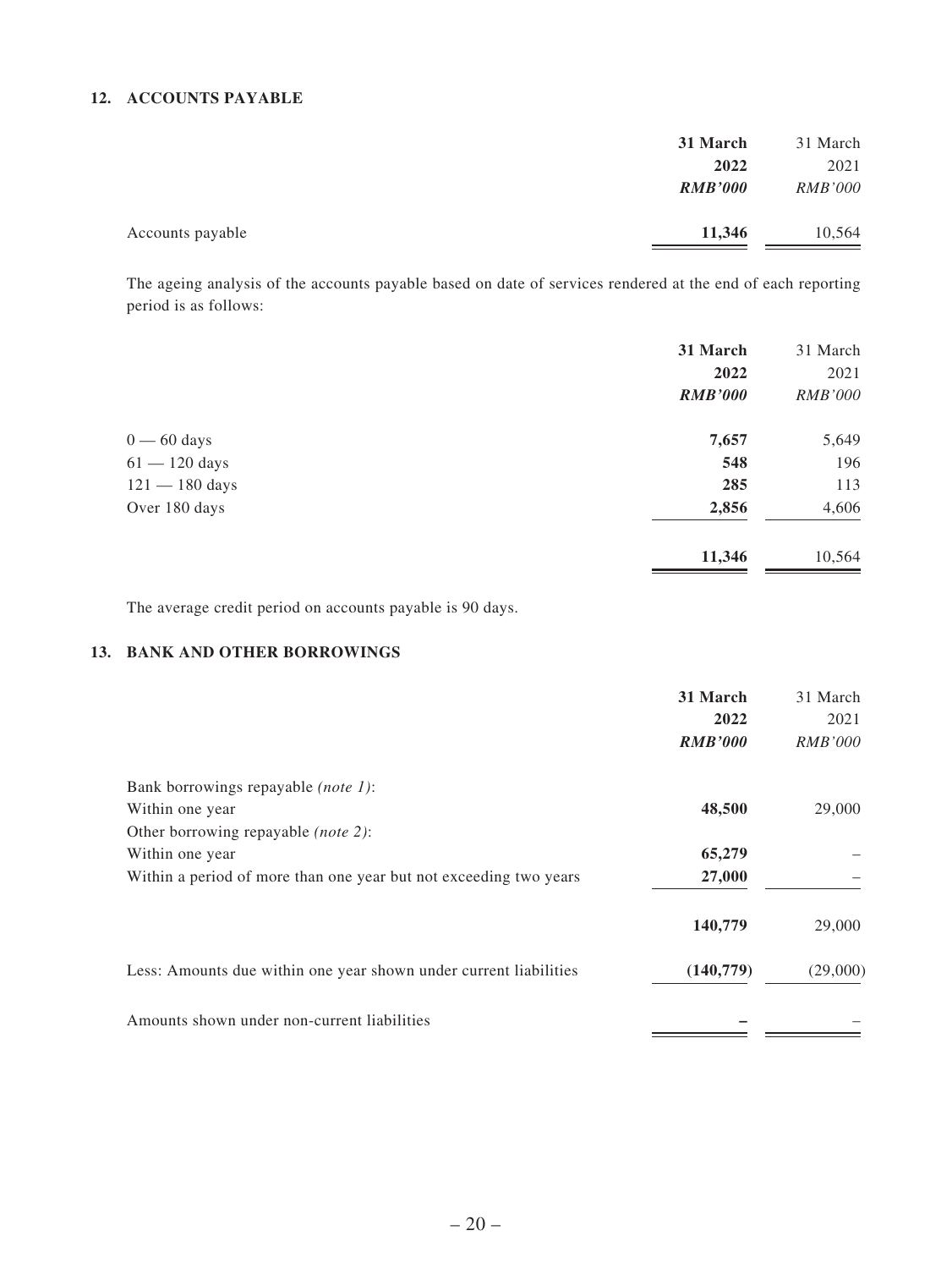### 12. ACCOUNTS PAYABLE

| | 31 March 2022 *RMB'000* | 31 March 2021 *RMB'000* |
|---|---|---|
| Accounts payable | **11,346** | 10,564 |

The ageing analysis of the accounts payable based on date of services rendered at the end of each reporting period is as follows:

| | 31 March 2022 *RMB'000* | 31 March 2021 *RMB'000* |
|---|---|---|
| 0 — 60 days | **7,657** | 5,649 |
| 61 — 120 days | **548** | 196 |
| 121 — 180 days | **285** | 113 |
| Over 180 days | **2,856** | 4,606 |
| | **11,346** | 10,564 |

The average credit period on accounts payable is 90 days.

### 13. BANK AND OTHER BORROWINGS

| | 31 March 2022 *RMB'000* | 31 March 2021 *RMB'000* |
|---|---|---|
| Bank borrowings repayable *(note 1)*: | | |
| Within one year | **48,500** | 29,000 |
| Other borrowing repayable *(note 2)*: | | |
| Within one year | **65,279** | – |
| Within a period of more than one year but not exceeding two years | **27,000** | – |
| | **140,779** | 29,000 |
| Less: Amounts due within one year shown under current liabilities | **(140,779)** | (29,000) |
| Amounts shown under non-current liabilities | **–** | – |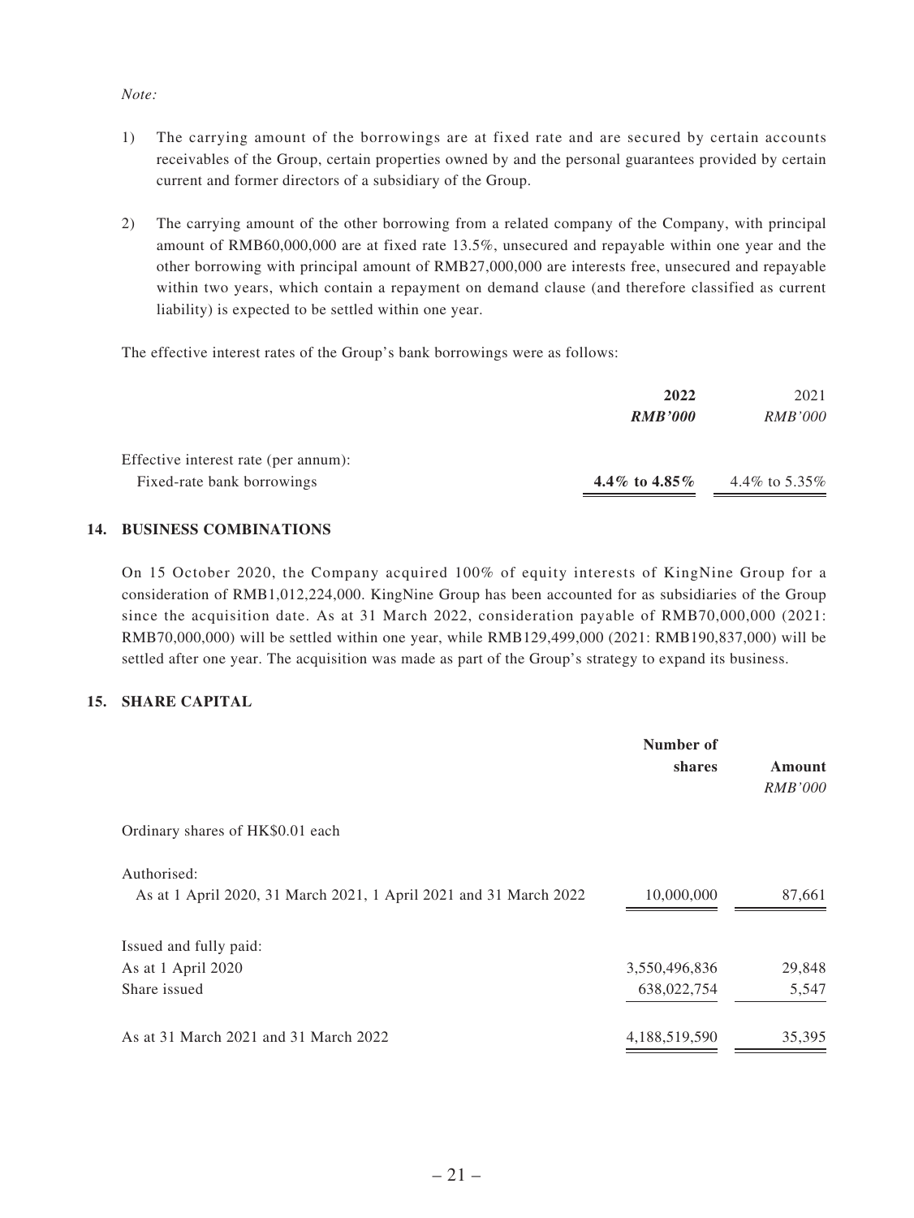*Note:*

1) The carrying amount of the borrowings are at fixed rate and are secured by certain accounts receivables of the Group, certain properties owned by and the personal guarantees provided by certain current and former directors of a subsidiary of the Group.

2) The carrying amount of the other borrowing from a related company of the Company, with principal amount of RMB60,000,000 are at fixed rate 13.5%, unsecured and repayable within one year and the other borrowing with principal amount of RMB27,000,000 are interests free, unsecured and repayable within two years, which contain a repayment on demand clause (and therefore classified as current liability) is expected to be settled within one year.

The effective interest rates of the Group's bank borrowings were as follows:

| | **2022** | 2021 |
|---|---|---|
| | ***RMB'000*** | *RMB'000* |
| Effective interest rate (per annum): | | |
| Fixed-rate bank borrowings | **4.4% to 4.85%** | 4.4% to 5.35% |

## 14. BUSINESS COMBINATIONS

On 15 October 2020, the Company acquired 100% of equity interests of KingNine Group for a consideration of RMB1,012,224,000. KingNine Group has been accounted for as subsidiaries of the Group since the acquisition date. As at 31 March 2022, consideration payable of RMB70,000,000 (2021: RMB70,000,000) will be settled within one year, while RMB129,499,000 (2021: RMB190,837,000) will be settled after one year. The acquisition was made as part of the Group's strategy to expand its business.

## 15. SHARE CAPITAL

| | **Number of shares** | **Amount** |
|---|---|---|
| | | *RMB'000* |
| Ordinary shares of HK$0.01 each | | |
| Authorised: | | |
| As at 1 April 2020, 31 March 2021, 1 April 2021 and 31 March 2022 | 10,000,000 | 87,661 |
| Issued and fully paid: | | |
| As at 1 April 2020 | 3,550,496,836 | 29,848 |
| Share issued | 638,022,754 | 5,547 |
| As at 31 March 2021 and 31 March 2022 | 4,188,519,590 | 35,395 |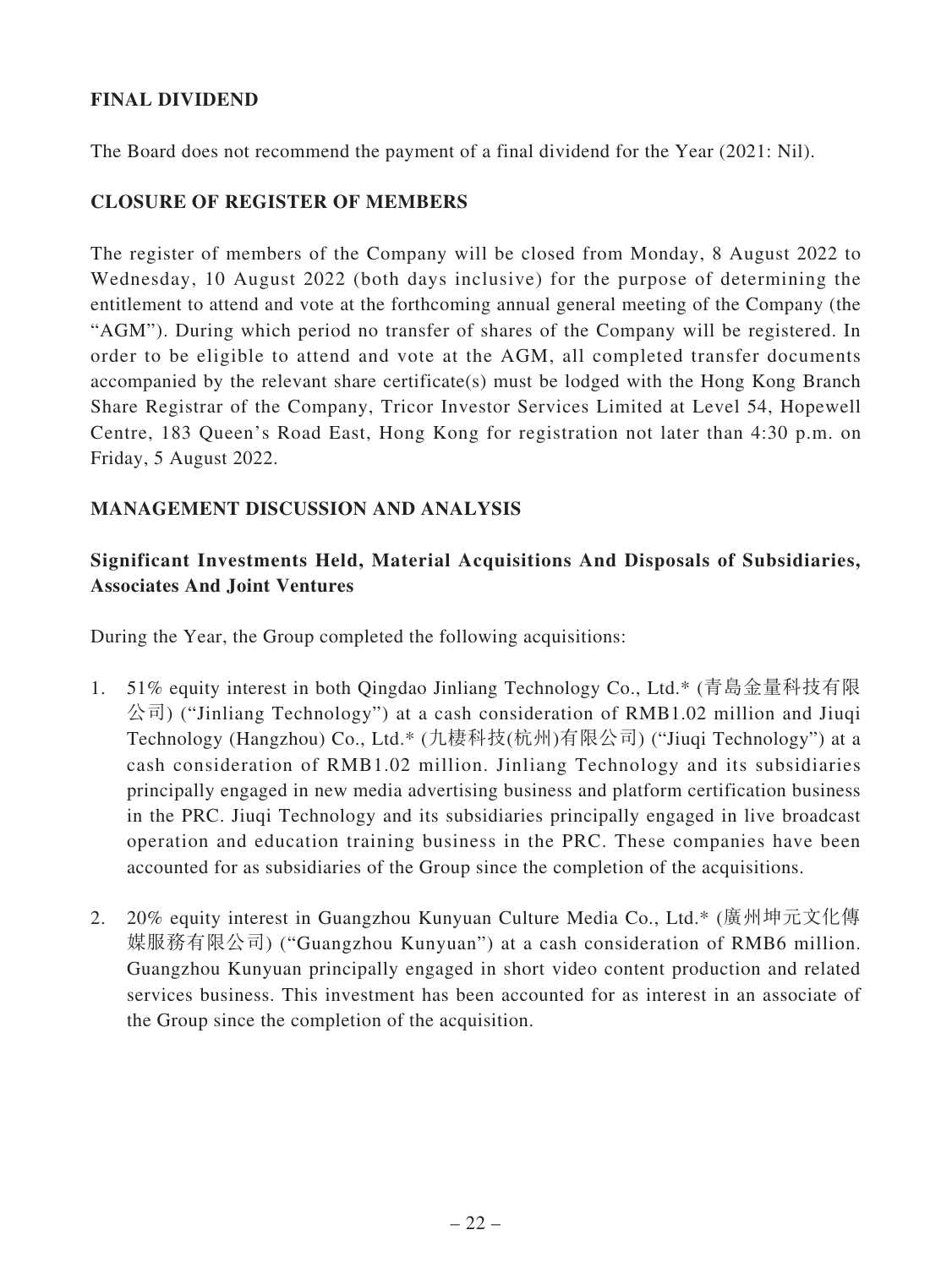## FINAL DIVIDEND

The Board does not recommend the payment of a final dividend for the Year (2021: Nil).

## CLOSURE OF REGISTER OF MEMBERS

The register of members of the Company will be closed from Monday, 8 August 2022 to Wednesday, 10 August 2022 (both days inclusive) for the purpose of determining the entitlement to attend and vote at the forthcoming annual general meeting of the Company (the "AGM"). During which period no transfer of shares of the Company will be registered. In order to be eligible to attend and vote at the AGM, all completed transfer documents accompanied by the relevant share certificate(s) must be lodged with the Hong Kong Branch Share Registrar of the Company, Tricor Investor Services Limited at Level 54, Hopewell Centre, 183 Queen's Road East, Hong Kong for registration not later than 4:30 p.m. on Friday, 5 August 2022.

## MANAGEMENT DISCUSSION AND ANALYSIS

### Significant Investments Held, Material Acquisitions And Disposals of Subsidiaries, Associates And Joint Ventures

During the Year, the Group completed the following acquisitions:

1. 51% equity interest in both Qingdao Jinliang Technology Co., Ltd.* (青島金量科技有限公司) ("Jinliang Technology") at a cash consideration of RMB1.02 million and Jiuqi Technology (Hangzhou) Co., Ltd.* (九棲科技(杭州)有限公司) ("Jiuqi Technology") at a cash consideration of RMB1.02 million. Jinliang Technology and its subsidiaries principally engaged in new media advertising business and platform certification business in the PRC. Jiuqi Technology and its subsidiaries principally engaged in live broadcast operation and education training business in the PRC. These companies have been accounted for as subsidiaries of the Group since the completion of the acquisitions.

2. 20% equity interest in Guangzhou Kunyuan Culture Media Co., Ltd.* (廣州坤元文化傳媒服務有限公司) ("Guangzhou Kunyuan") at a cash consideration of RMB6 million. Guangzhou Kunyuan principally engaged in short video content production and related services business. This investment has been accounted for as interest in an associate of the Group since the completion of the acquisition.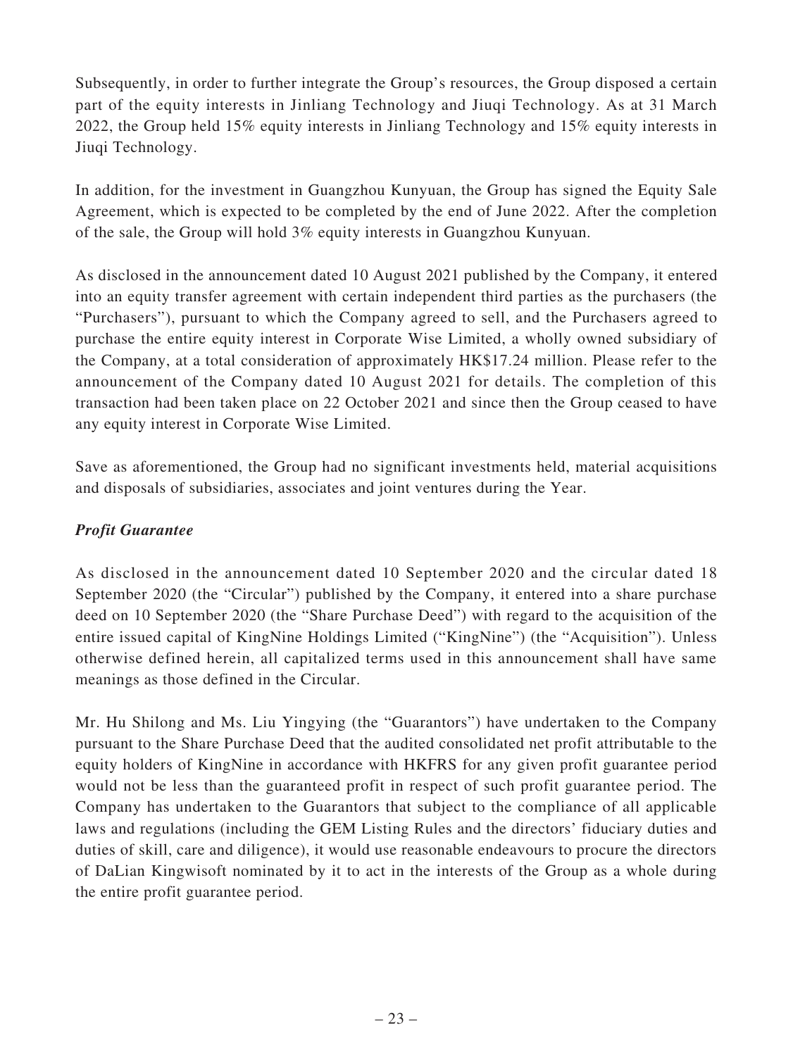Subsequently, in order to further integrate the Group's resources, the Group disposed a certain part of the equity interests in Jinliang Technology and Jiuqi Technology. As at 31 March 2022, the Group held 15% equity interests in Jinliang Technology and 15% equity interests in Jiuqi Technology.

In addition, for the investment in Guangzhou Kunyuan, the Group has signed the Equity Sale Agreement, which is expected to be completed by the end of June 2022. After the completion of the sale, the Group will hold 3% equity interests in Guangzhou Kunyuan.

As disclosed in the announcement dated 10 August 2021 published by the Company, it entered into an equity transfer agreement with certain independent third parties as the purchasers (the "Purchasers"), pursuant to which the Company agreed to sell, and the Purchasers agreed to purchase the entire equity interest in Corporate Wise Limited, a wholly owned subsidiary of the Company, at a total consideration of approximately HK$17.24 million. Please refer to the announcement of the Company dated 10 August 2021 for details. The completion of this transaction had been taken place on 22 October 2021 and since then the Group ceased to have any equity interest in Corporate Wise Limited.

Save as aforementioned, the Group had no significant investments held, material acquisitions and disposals of subsidiaries, associates and joint ventures during the Year.

***Profit Guarantee***

As disclosed in the announcement dated 10 September 2020 and the circular dated 18 September 2020 (the "Circular") published by the Company, it entered into a share purchase deed on 10 September 2020 (the "Share Purchase Deed") with regard to the acquisition of the entire issued capital of KingNine Holdings Limited ("KingNine") (the "Acquisition"). Unless otherwise defined herein, all capitalized terms used in this announcement shall have same meanings as those defined in the Circular.

Mr. Hu Shilong and Ms. Liu Yingying (the "Guarantors") have undertaken to the Company pursuant to the Share Purchase Deed that the audited consolidated net profit attributable to the equity holders of KingNine in accordance with HKFRS for any given profit guarantee period would not be less than the guaranteed profit in respect of such profit guarantee period. The Company has undertaken to the Guarantors that subject to the compliance of all applicable laws and regulations (including the GEM Listing Rules and the directors' fiduciary duties and duties of skill, care and diligence), it would use reasonable endeavours to procure the directors of DaLian Kingwisoft nominated by it to act in the interests of the Group as a whole during the entire profit guarantee period.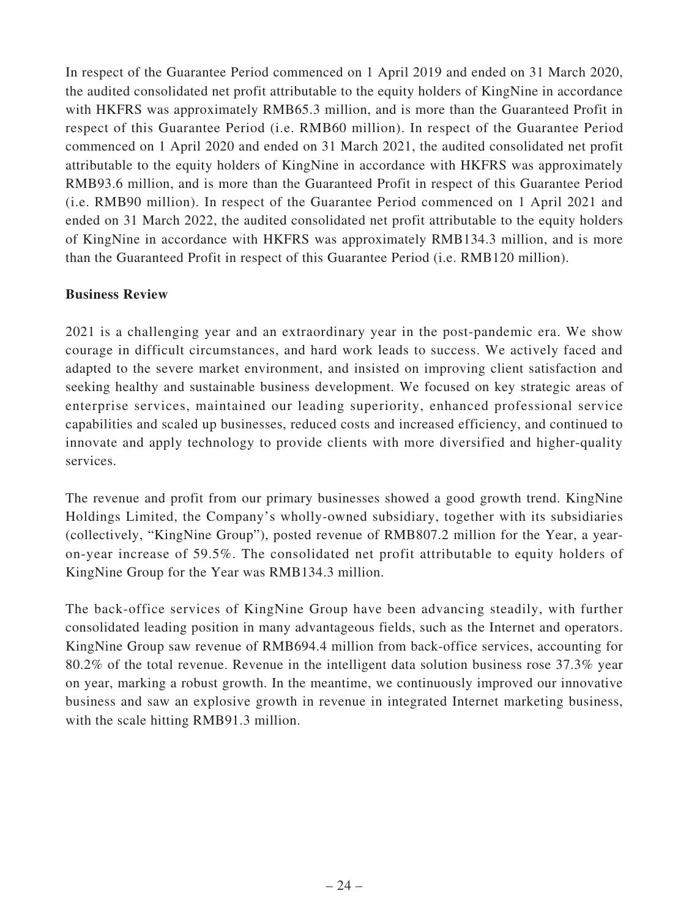In respect of the Guarantee Period commenced on 1 April 2019 and ended on 31 March 2020, the audited consolidated net profit attributable to the equity holders of KingNine in accordance with HKFRS was approximately RMB65.3 million, and is more than the Guaranteed Profit in respect of this Guarantee Period (i.e. RMB60 million). In respect of the Guarantee Period commenced on 1 April 2020 and ended on 31 March 2021, the audited consolidated net profit attributable to the equity holders of KingNine in accordance with HKFRS was approximately RMB93.6 million, and is more than the Guaranteed Profit in respect of this Guarantee Period (i.e. RMB90 million). In respect of the Guarantee Period commenced on 1 April 2021 and ended on 31 March 2022, the audited consolidated net profit attributable to the equity holders of KingNine in accordance with HKFRS was approximately RMB134.3 million, and is more than the Guaranteed Profit in respect of this Guarantee Period (i.e. RMB120 million).

**Business Review**

2021 is a challenging year and an extraordinary year in the post-pandemic era. We show courage in difficult circumstances, and hard work leads to success. We actively faced and adapted to the severe market environment, and insisted on improving client satisfaction and seeking healthy and sustainable business development. We focused on key strategic areas of enterprise services, maintained our leading superiority, enhanced professional service capabilities and scaled up businesses, reduced costs and increased efficiency, and continued to innovate and apply technology to provide clients with more diversified and higher-quality services.

The revenue and profit from our primary businesses showed a good growth trend. KingNine Holdings Limited, the Company's wholly-owned subsidiary, together with its subsidiaries (collectively, "KingNine Group"), posted revenue of RMB807.2 million for the Year, a year-on-year increase of 59.5%. The consolidated net profit attributable to equity holders of KingNine Group for the Year was RMB134.3 million.

The back-office services of KingNine Group have been advancing steadily, with further consolidated leading position in many advantageous fields, such as the Internet and operators. KingNine Group saw revenue of RMB694.4 million from back-office services, accounting for 80.2% of the total revenue. Revenue in the intelligent data solution business rose 37.3% year on year, marking a robust growth. In the meantime, we continuously improved our innovative business and saw an explosive growth in revenue in integrated Internet marketing business, with the scale hitting RMB91.3 million.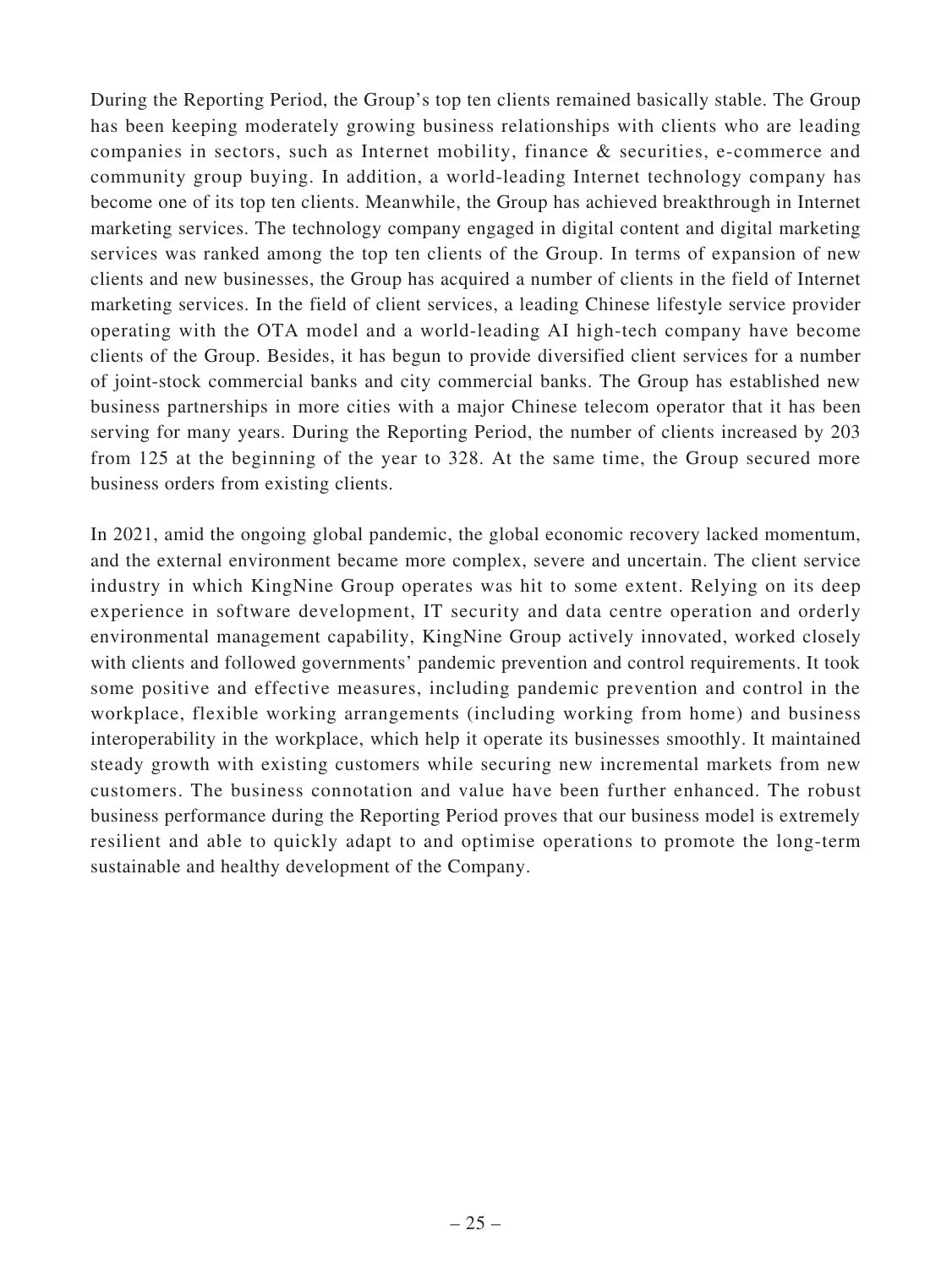During the Reporting Period, the Group's top ten clients remained basically stable. The Group has been keeping moderately growing business relationships with clients who are leading companies in sectors, such as Internet mobility, finance & securities, e-commerce and community group buying. In addition, a world-leading Internet technology company has become one of its top ten clients. Meanwhile, the Group has achieved breakthrough in Internet marketing services. The technology company engaged in digital content and digital marketing services was ranked among the top ten clients of the Group. In terms of expansion of new clients and new businesses, the Group has acquired a number of clients in the field of Internet marketing services. In the field of client services, a leading Chinese lifestyle service provider operating with the OTA model and a world-leading AI high-tech company have become clients of the Group. Besides, it has begun to provide diversified client services for a number of joint-stock commercial banks and city commercial banks. The Group has established new business partnerships in more cities with a major Chinese telecom operator that it has been serving for many years. During the Reporting Period, the number of clients increased by 203 from 125 at the beginning of the year to 328. At the same time, the Group secured more business orders from existing clients.

In 2021, amid the ongoing global pandemic, the global economic recovery lacked momentum, and the external environment became more complex, severe and uncertain. The client service industry in which KingNine Group operates was hit to some extent. Relying on its deep experience in software development, IT security and data centre operation and orderly environmental management capability, KingNine Group actively innovated, worked closely with clients and followed governments' pandemic prevention and control requirements. It took some positive and effective measures, including pandemic prevention and control in the workplace, flexible working arrangements (including working from home) and business interoperability in the workplace, which help it operate its businesses smoothly. It maintained steady growth with existing customers while securing new incremental markets from new customers. The business connotation and value have been further enhanced. The robust business performance during the Reporting Period proves that our business model is extremely resilient and able to quickly adapt to and optimise operations to promote the long-term sustainable and healthy development of the Company.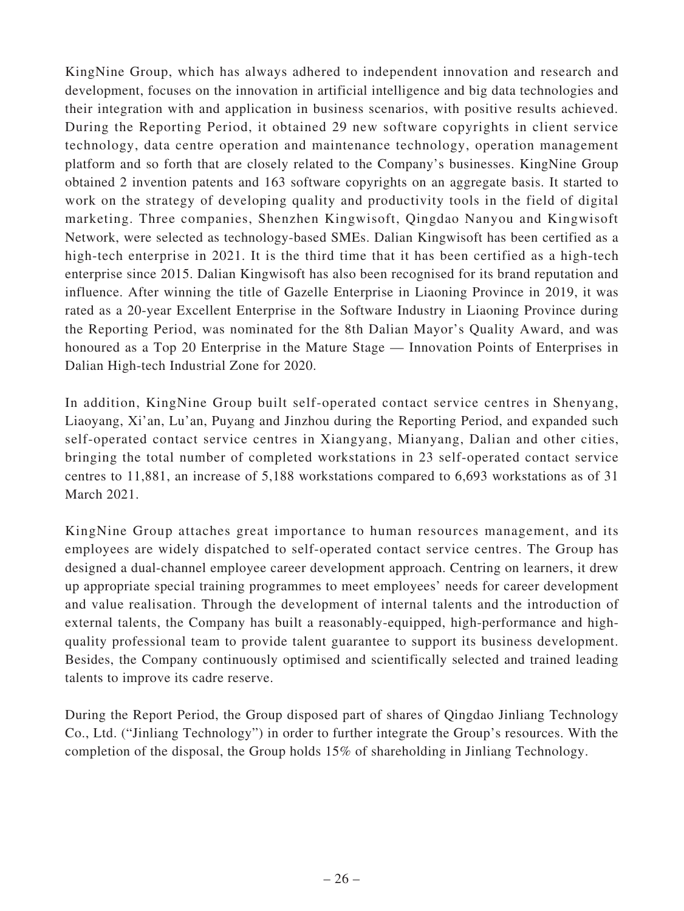KingNine Group, which has always adhered to independent innovation and research and development, focuses on the innovation in artificial intelligence and big data technologies and their integration with and application in business scenarios, with positive results achieved. During the Reporting Period, it obtained 29 new software copyrights in client service technology, data centre operation and maintenance technology, operation management platform and so forth that are closely related to the Company's businesses. KingNine Group obtained 2 invention patents and 163 software copyrights on an aggregate basis. It started to work on the strategy of developing quality and productivity tools in the field of digital marketing. Three companies, Shenzhen Kingwisoft, Qingdao Nanyou and Kingwisoft Network, were selected as technology-based SMEs. Dalian Kingwisoft has been certified as a high-tech enterprise in 2021. It is the third time that it has been certified as a high-tech enterprise since 2015. Dalian Kingwisoft has also been recognised for its brand reputation and influence. After winning the title of Gazelle Enterprise in Liaoning Province in 2019, it was rated as a 20-year Excellent Enterprise in the Software Industry in Liaoning Province during the Reporting Period, was nominated for the 8th Dalian Mayor's Quality Award, and was honoured as a Top 20 Enterprise in the Mature Stage — Innovation Points of Enterprises in Dalian High-tech Industrial Zone for 2020.

In addition, KingNine Group built self-operated contact service centres in Shenyang, Liaoyang, Xi'an, Lu'an, Puyang and Jinzhou during the Reporting Period, and expanded such self-operated contact service centres in Xiangyang, Mianyang, Dalian and other cities, bringing the total number of completed workstations in 23 self-operated contact service centres to 11,881, an increase of 5,188 workstations compared to 6,693 workstations as of 31 March 2021.

KingNine Group attaches great importance to human resources management, and its employees are widely dispatched to self-operated contact service centres. The Group has designed a dual-channel employee career development approach. Centring on learners, it drew up appropriate special training programmes to meet employees' needs for career development and value realisation. Through the development of internal talents and the introduction of external talents, the Company has built a reasonably-equipped, high-performance and high-quality professional team to provide talent guarantee to support its business development. Besides, the Company continuously optimised and scientifically selected and trained leading talents to improve its cadre reserve.

During the Report Period, the Group disposed part of shares of Qingdao Jinliang Technology Co., Ltd. ("Jinliang Technology") in order to further integrate the Group's resources. With the completion of the disposal, the Group holds 15% of shareholding in Jinliang Technology.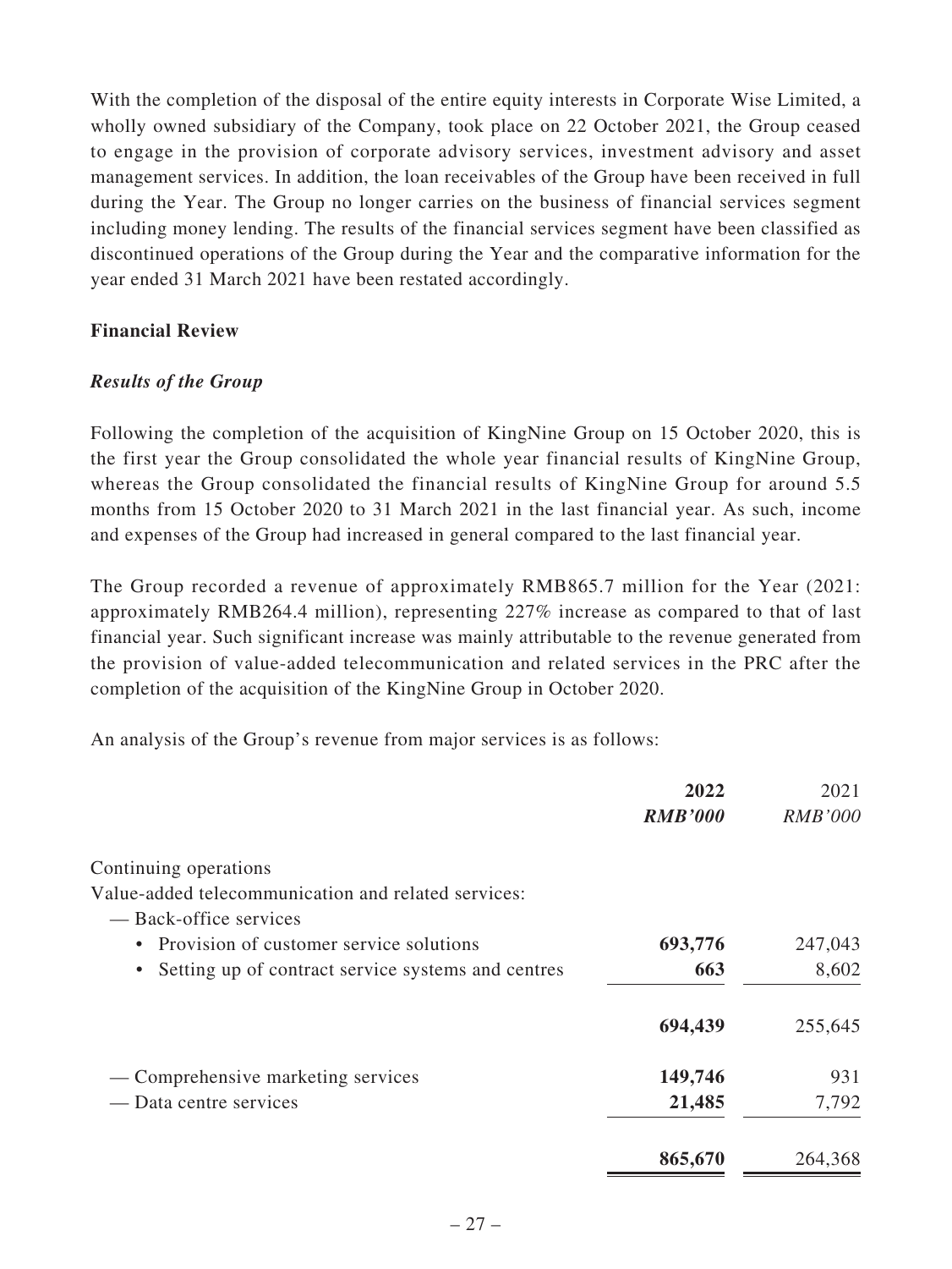With the completion of the disposal of the entire equity interests in Corporate Wise Limited, a wholly owned subsidiary of the Company, took place on 22 October 2021, the Group ceased to engage in the provision of corporate advisory services, investment advisory and asset management services. In addition, the loan receivables of the Group have been received in full during the Year. The Group no longer carries on the business of financial services segment including money lending. The results of the financial services segment have been classified as discontinued operations of the Group during the Year and the comparative information for the year ended 31 March 2021 have been restated accordingly.

**Financial Review**

***Results of the Group***

Following the completion of the acquisition of KingNine Group on 15 October 2020, this is the first year the Group consolidated the whole year financial results of KingNine Group, whereas the Group consolidated the financial results of KingNine Group for around 5.5 months from 15 October 2020 to 31 March 2021 in the last financial year. As such, income and expenses of the Group had increased in general compared to the last financial year.

The Group recorded a revenue of approximately RMB865.7 million for the Year (2021: approximately RMB264.4 million), representing 227% increase as compared to that of last financial year. Such significant increase was mainly attributable to the revenue generated from the provision of value-added telecommunication and related services in the PRC after the completion of the acquisition of the KingNine Group in October 2020.

An analysis of the Group's revenue from major services is as follows:

| | **2022** | 2021 |
|---|---|---|
| | ***RMB'000*** | *RMB'000* |
| Continuing operations | | |
| Value-added telecommunication and related services: | | |
| — Back-office services | | |
| • Provision of customer service solutions | **693,776** | 247,043 |
| • Setting up of contract service systems and centres | **663** | 8,602 |
| | **694,439** | 255,645 |
| — Comprehensive marketing services | **149,746** | 931 |
| — Data centre services | **21,485** | 7,792 |
| | **865,670** | 264,368 |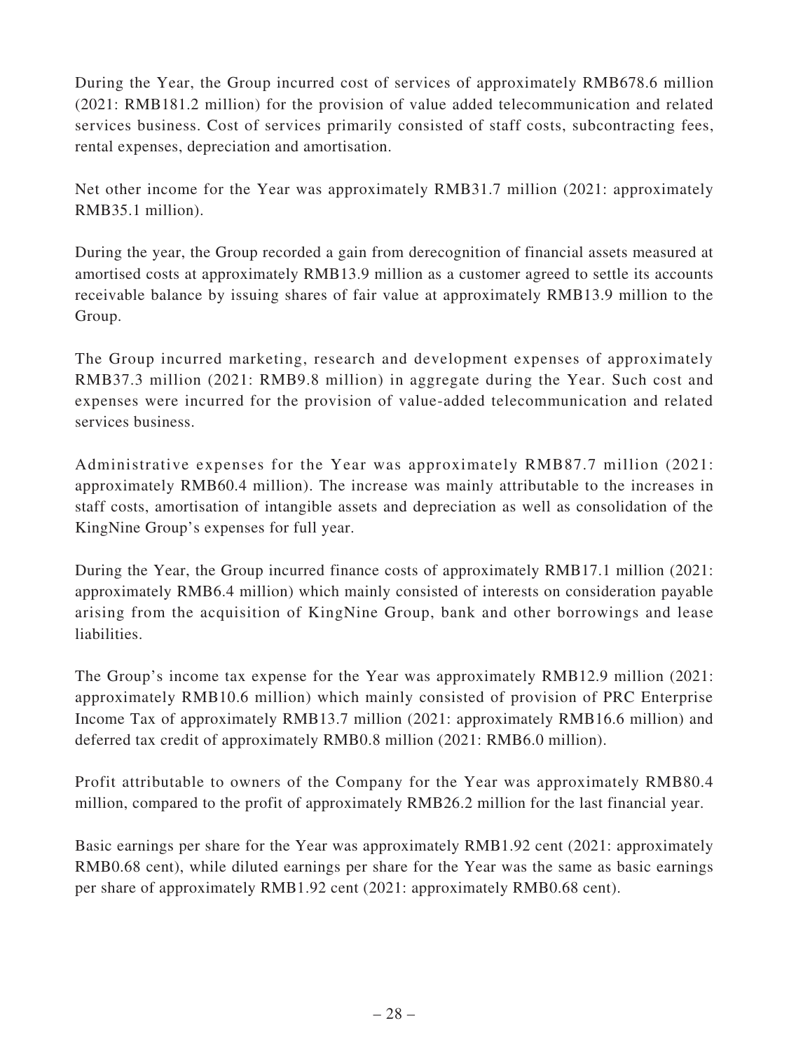During the Year, the Group incurred cost of services of approximately RMB678.6 million (2021: RMB181.2 million) for the provision of value added telecommunication and related services business. Cost of services primarily consisted of staff costs, subcontracting fees, rental expenses, depreciation and amortisation.

Net other income for the Year was approximately RMB31.7 million (2021: approximately RMB35.1 million).

During the year, the Group recorded a gain from derecognition of financial assets measured at amortised costs at approximately RMB13.9 million as a customer agreed to settle its accounts receivable balance by issuing shares of fair value at approximately RMB13.9 million to the Group.

The Group incurred marketing, research and development expenses of approximately RMB37.3 million (2021: RMB9.8 million) in aggregate during the Year. Such cost and expenses were incurred for the provision of value-added telecommunication and related services business.

Administrative expenses for the Year was approximately RMB87.7 million (2021: approximately RMB60.4 million). The increase was mainly attributable to the increases in staff costs, amortisation of intangible assets and depreciation as well as consolidation of the KingNine Group's expenses for full year.

During the Year, the Group incurred finance costs of approximately RMB17.1 million (2021: approximately RMB6.4 million) which mainly consisted of interests on consideration payable arising from the acquisition of KingNine Group, bank and other borrowings and lease liabilities.

The Group's income tax expense for the Year was approximately RMB12.9 million (2021: approximately RMB10.6 million) which mainly consisted of provision of PRC Enterprise Income Tax of approximately RMB13.7 million (2021: approximately RMB16.6 million) and deferred tax credit of approximately RMB0.8 million (2021: RMB6.0 million).

Profit attributable to owners of the Company for the Year was approximately RMB80.4 million, compared to the profit of approximately RMB26.2 million for the last financial year.

Basic earnings per share for the Year was approximately RMB1.92 cent (2021: approximately RMB0.68 cent), while diluted earnings per share for the Year was the same as basic earnings per share of approximately RMB1.92 cent (2021: approximately RMB0.68 cent).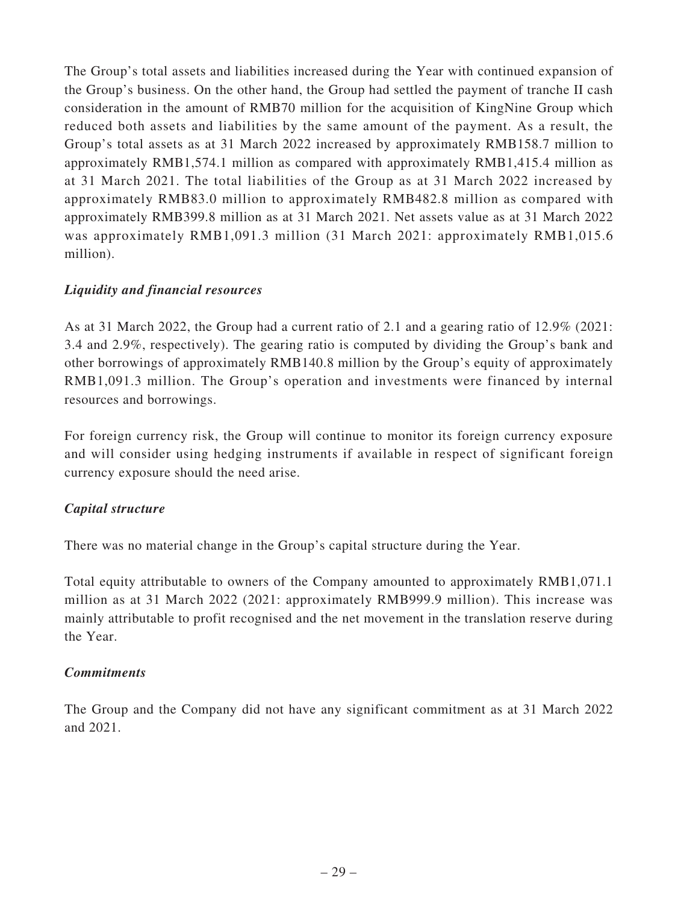The Group's total assets and liabilities increased during the Year with continued expansion of the Group's business. On the other hand, the Group had settled the payment of tranche II cash consideration in the amount of RMB70 million for the acquisition of KingNine Group which reduced both assets and liabilities by the same amount of the payment. As a result, the Group's total assets as at 31 March 2022 increased by approximately RMB158.7 million to approximately RMB1,574.1 million as compared with approximately RMB1,415.4 million as at 31 March 2021. The total liabilities of the Group as at 31 March 2022 increased by approximately RMB83.0 million to approximately RMB482.8 million as compared with approximately RMB399.8 million as at 31 March 2021. Net assets value as at 31 March 2022 was approximately RMB1,091.3 million (31 March 2021: approximately RMB1,015.6 million).

***Liquidity and financial resources***

As at 31 March 2022, the Group had a current ratio of 2.1 and a gearing ratio of 12.9% (2021: 3.4 and 2.9%, respectively). The gearing ratio is computed by dividing the Group's bank and other borrowings of approximately RMB140.8 million by the Group's equity of approximately RMB1,091.3 million. The Group's operation and investments were financed by internal resources and borrowings.

For foreign currency risk, the Group will continue to monitor its foreign currency exposure and will consider using hedging instruments if available in respect of significant foreign currency exposure should the need arise.

***Capital structure***

There was no material change in the Group's capital structure during the Year.

Total equity attributable to owners of the Company amounted to approximately RMB1,071.1 million as at 31 March 2022 (2021: approximately RMB999.9 million). This increase was mainly attributable to profit recognised and the net movement in the translation reserve during the Year.

***Commitments***

The Group and the Company did not have any significant commitment as at 31 March 2022 and 2021.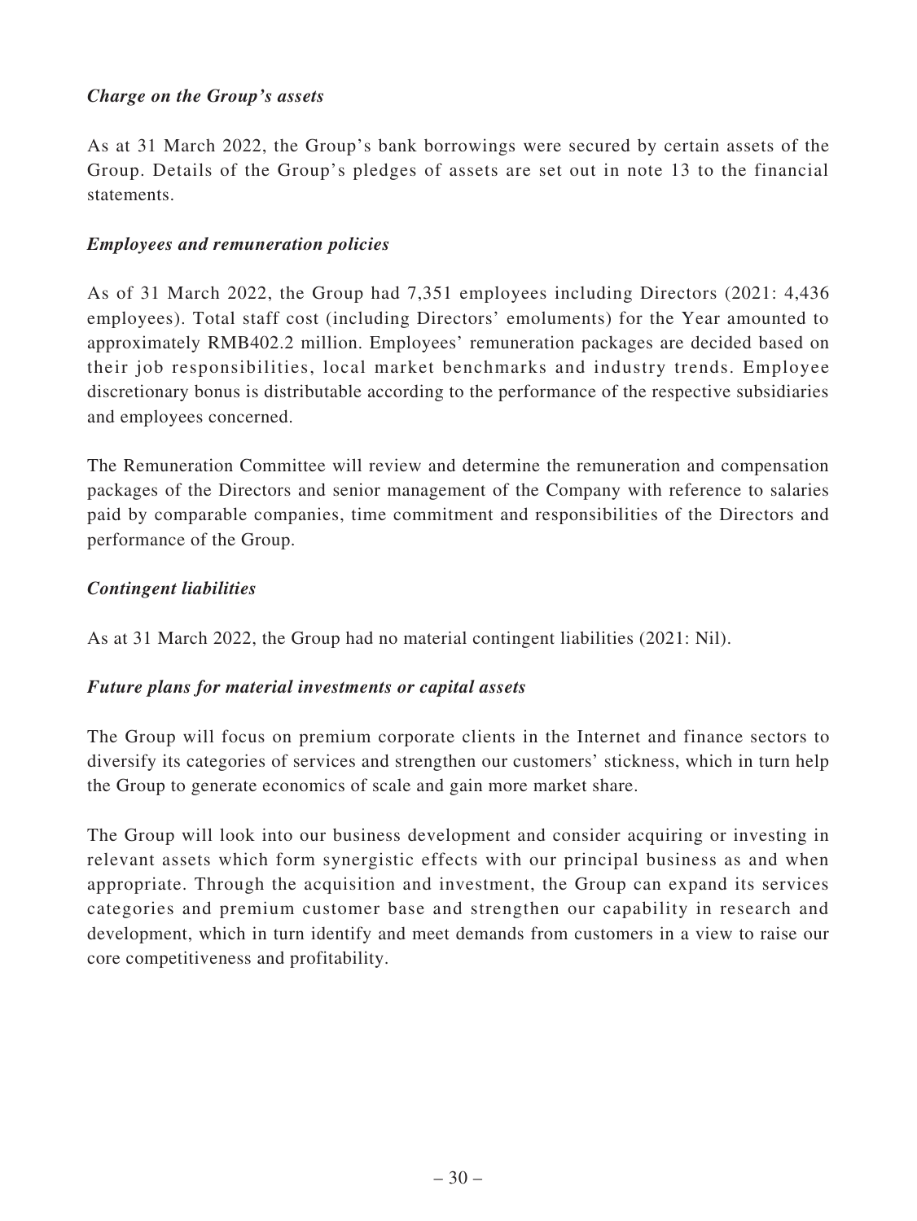***Charge on the Group's assets***

As at 31 March 2022, the Group's bank borrowings were secured by certain assets of the Group. Details of the Group's pledges of assets are set out in note 13 to the financial statements.

***Employees and remuneration policies***

As of 31 March 2022, the Group had 7,351 employees including Directors (2021: 4,436 employees). Total staff cost (including Directors' emoluments) for the Year amounted to approximately RMB402.2 million. Employees' remuneration packages are decided based on their job responsibilities, local market benchmarks and industry trends. Employee discretionary bonus is distributable according to the performance of the respective subsidiaries and employees concerned.

The Remuneration Committee will review and determine the remuneration and compensation packages of the Directors and senior management of the Company with reference to salaries paid by comparable companies, time commitment and responsibilities of the Directors and performance of the Group.

***Contingent liabilities***

As at 31 March 2022, the Group had no material contingent liabilities (2021: Nil).

***Future plans for material investments or capital assets***

The Group will focus on premium corporate clients in the Internet and finance sectors to diversify its categories of services and strengthen our customers' stickness, which in turn help the Group to generate economics of scale and gain more market share.

The Group will look into our business development and consider acquiring or investing in relevant assets which form synergistic effects with our principal business as and when appropriate. Through the acquisition and investment, the Group can expand its services categories and premium customer base and strengthen our capability in research and development, which in turn identify and meet demands from customers in a view to raise our core competitiveness and profitability.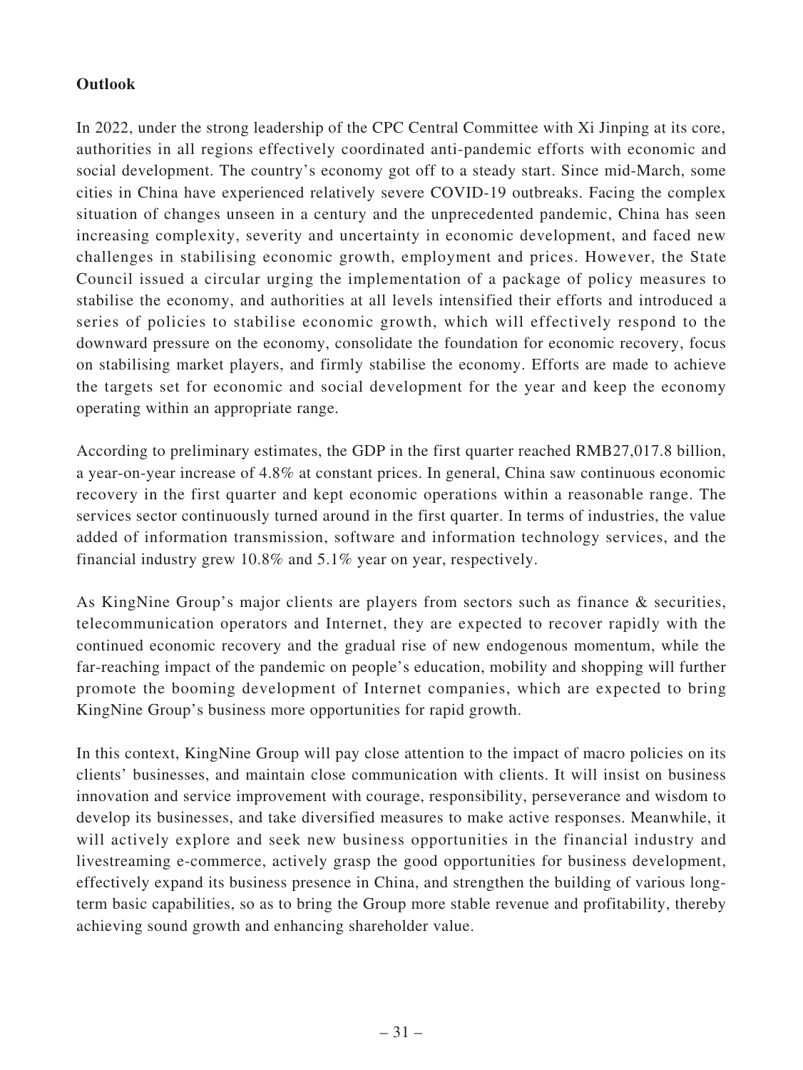**Outlook**

In 2022, under the strong leadership of the CPC Central Committee with Xi Jinping at its core, authorities in all regions effectively coordinated anti-pandemic efforts with economic and social development. The country's economy got off to a steady start. Since mid-March, some cities in China have experienced relatively severe COVID-19 outbreaks. Facing the complex situation of changes unseen in a century and the unprecedented pandemic, China has seen increasing complexity, severity and uncertainty in economic development, and faced new challenges in stabilising economic growth, employment and prices. However, the State Council issued a circular urging the implementation of a package of policy measures to stabilise the economy, and authorities at all levels intensified their efforts and introduced a series of policies to stabilise economic growth, which will effectively respond to the downward pressure on the economy, consolidate the foundation for economic recovery, focus on stabilising market players, and firmly stabilise the economy. Efforts are made to achieve the targets set for economic and social development for the year and keep the economy operating within an appropriate range.

According to preliminary estimates, the GDP in the first quarter reached RMB27,017.8 billion, a year-on-year increase of 4.8% at constant prices. In general, China saw continuous economic recovery in the first quarter and kept economic operations within a reasonable range. The services sector continuously turned around in the first quarter. In terms of industries, the value added of information transmission, software and information technology services, and the financial industry grew 10.8% and 5.1% year on year, respectively.

As KingNine Group's major clients are players from sectors such as finance & securities, telecommunication operators and Internet, they are expected to recover rapidly with the continued economic recovery and the gradual rise of new endogenous momentum, while the far-reaching impact of the pandemic on people's education, mobility and shopping will further promote the booming development of Internet companies, which are expected to bring KingNine Group's business more opportunities for rapid growth.

In this context, KingNine Group will pay close attention to the impact of macro policies on its clients' businesses, and maintain close communication with clients. It will insist on business innovation and service improvement with courage, responsibility, perseverance and wisdom to develop its businesses, and take diversified measures to make active responses. Meanwhile, it will actively explore and seek new business opportunities in the financial industry and livestreaming e-commerce, actively grasp the good opportunities for business development, effectively expand its business presence in China, and strengthen the building of various long-term basic capabilities, so as to bring the Group more stable revenue and profitability, thereby achieving sound growth and enhancing shareholder value.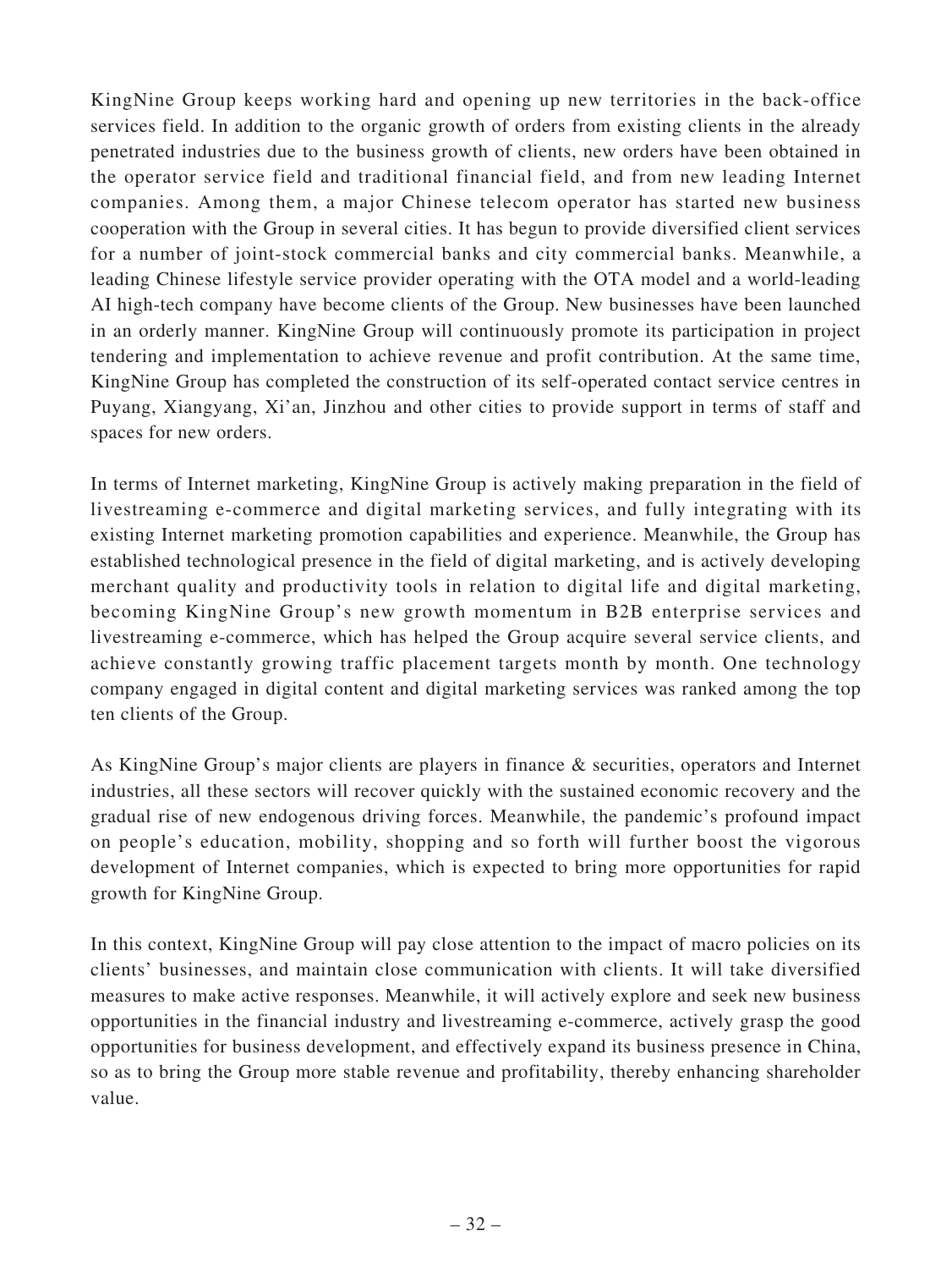KingNine Group keeps working hard and opening up new territories in the back-office services field. In addition to the organic growth of orders from existing clients in the already penetrated industries due to the business growth of clients, new orders have been obtained in the operator service field and traditional financial field, and from new leading Internet companies. Among them, a major Chinese telecom operator has started new business cooperation with the Group in several cities. It has begun to provide diversified client services for a number of joint-stock commercial banks and city commercial banks. Meanwhile, a leading Chinese lifestyle service provider operating with the OTA model and a world-leading AI high-tech company have become clients of the Group. New businesses have been launched in an orderly manner. KingNine Group will continuously promote its participation in project tendering and implementation to achieve revenue and profit contribution. At the same time, KingNine Group has completed the construction of its self-operated contact service centres in Puyang, Xiangyang, Xi'an, Jinzhou and other cities to provide support in terms of staff and spaces for new orders.

In terms of Internet marketing, KingNine Group is actively making preparation in the field of livestreaming e-commerce and digital marketing services, and fully integrating with its existing Internet marketing promotion capabilities and experience. Meanwhile, the Group has established technological presence in the field of digital marketing, and is actively developing merchant quality and productivity tools in relation to digital life and digital marketing, becoming KingNine Group's new growth momentum in B2B enterprise services and livestreaming e-commerce, which has helped the Group acquire several service clients, and achieve constantly growing traffic placement targets month by month. One technology company engaged in digital content and digital marketing services was ranked among the top ten clients of the Group.

As KingNine Group's major clients are players in finance & securities, operators and Internet industries, all these sectors will recover quickly with the sustained economic recovery and the gradual rise of new endogenous driving forces. Meanwhile, the pandemic's profound impact on people's education, mobility, shopping and so forth will further boost the vigorous development of Internet companies, which is expected to bring more opportunities for rapid growth for KingNine Group.

In this context, KingNine Group will pay close attention to the impact of macro policies on its clients' businesses, and maintain close communication with clients. It will take diversified measures to make active responses. Meanwhile, it will actively explore and seek new business opportunities in the financial industry and livestreaming e-commerce, actively grasp the good opportunities for business development, and effectively expand its business presence in China, so as to bring the Group more stable revenue and profitability, thereby enhancing shareholder value.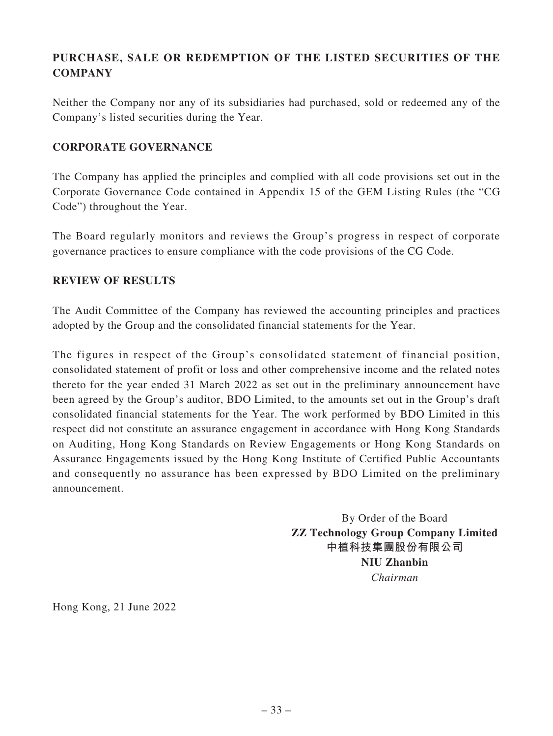## PURCHASE, SALE OR REDEMPTION OF THE LISTED SECURITIES OF THE COMPANY

Neither the Company nor any of its subsidiaries had purchased, sold or redeemed any of the Company's listed securities during the Year.

## CORPORATE GOVERNANCE

The Company has applied the principles and complied with all code provisions set out in the Corporate Governance Code contained in Appendix 15 of the GEM Listing Rules (the "CG Code") throughout the Year.

The Board regularly monitors and reviews the Group's progress in respect of corporate governance practices to ensure compliance with the code provisions of the CG Code.

## REVIEW OF RESULTS

The Audit Committee of the Company has reviewed the accounting principles and practices adopted by the Group and the consolidated financial statements for the Year.

The figures in respect of the Group's consolidated statement of financial position, consolidated statement of profit or loss and other comprehensive income and the related notes thereto for the year ended 31 March 2022 as set out in the preliminary announcement have been agreed by the Group's auditor, BDO Limited, to the amounts set out in the Group's draft consolidated financial statements for the Year. The work performed by BDO Limited in this respect did not constitute an assurance engagement in accordance with Hong Kong Standards on Auditing, Hong Kong Standards on Review Engagements or Hong Kong Standards on Assurance Engagements issued by the Hong Kong Institute of Certified Public Accountants and consequently no assurance has been expressed by BDO Limited on the preliminary announcement.

By Order of the Board
**ZZ Technology Group Company Limited**
**中植科技集團股份有限公司**
**NIU Zhanbin**
*Chairman*

Hong Kong, 21 June 2022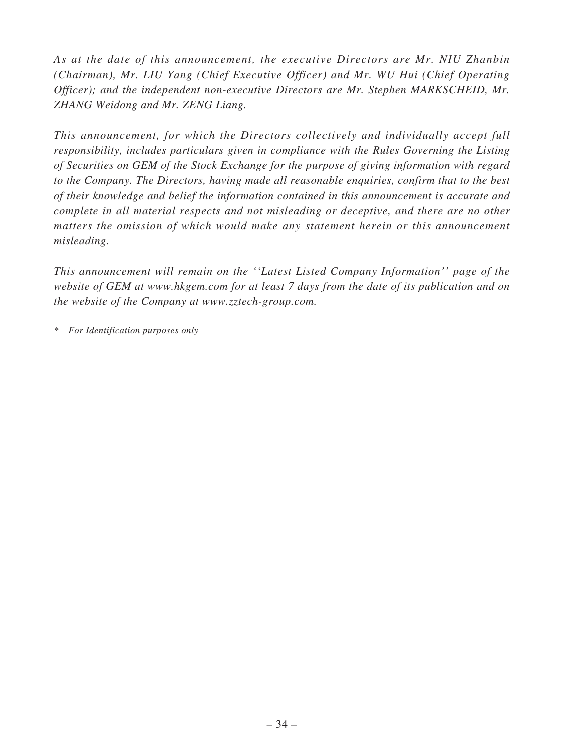*As at the date of this announcement, the executive Directors are Mr. NIU Zhanbin (Chairman), Mr. LIU Yang (Chief Executive Officer) and Mr. WU Hui (Chief Operating Officer); and the independent non-executive Directors are Mr. Stephen MARKSCHEID, Mr. ZHANG Weidong and Mr. ZENG Liang.*

*This announcement, for which the Directors collectively and individually accept full responsibility, includes particulars given in compliance with the Rules Governing the Listing of Securities on GEM of the Stock Exchange for the purpose of giving information with regard to the Company. The Directors, having made all reasonable enquiries, confirm that to the best of their knowledge and belief the information contained in this announcement is accurate and complete in all material respects and not misleading or deceptive, and there are no other matters the omission of which would make any statement herein or this announcement misleading.*

*This announcement will remain on the ''Latest Listed Company Information'' page of the website of GEM at www.hkgem.com for at least 7 days from the date of its publication and on the website of the Company at www.zztech-group.com.*

\* *For Identification purposes only*